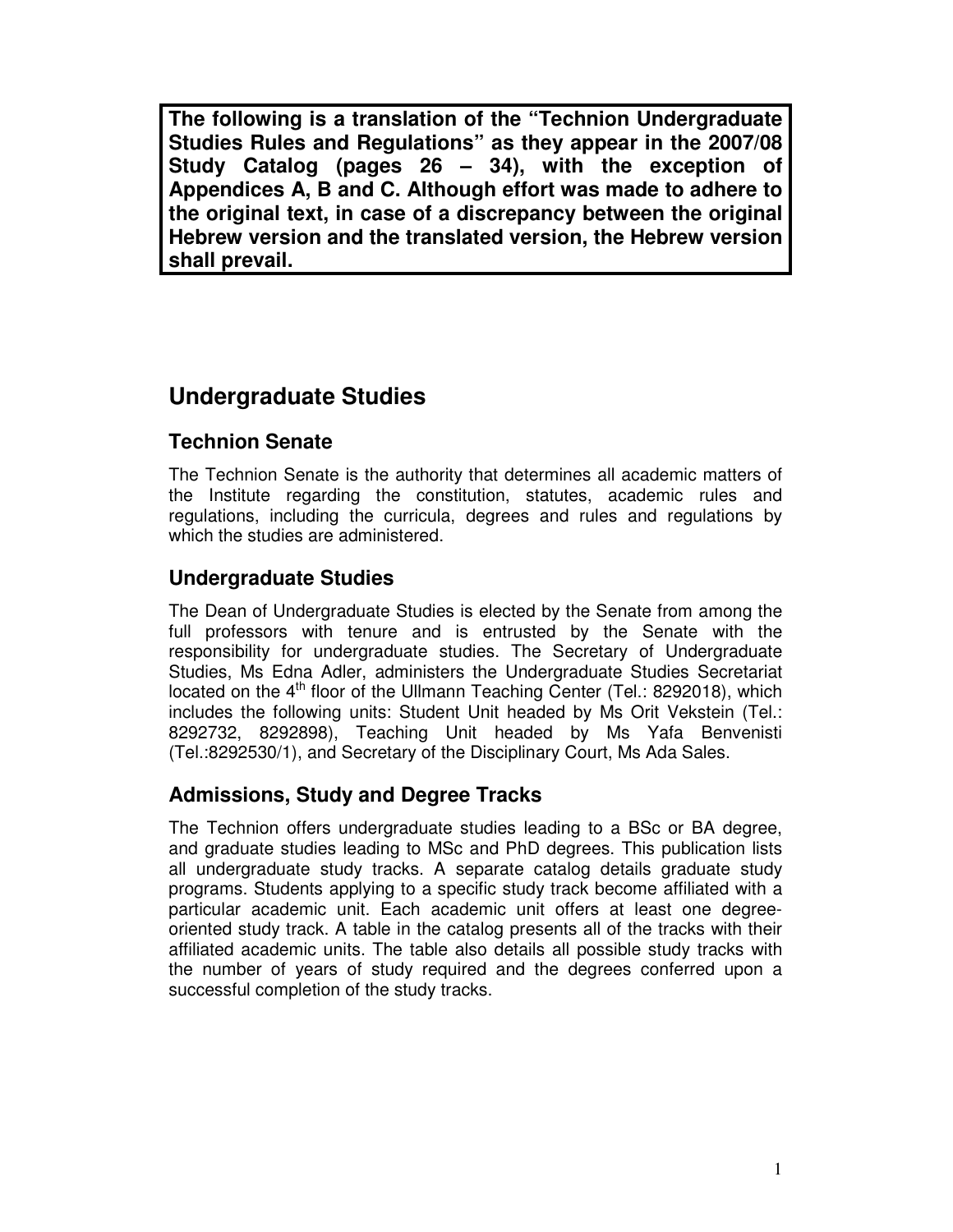**The following is a translation of the "Technion Undergraduate Studies Rules and Regulations" as they appear in the 2007/08 Study Catalog (pages 26 – 34), with the exception of Appendices A, B and C. Although effort was made to adhere to the original text, in case of a discrepancy between the original Hebrew version and the translated version, the Hebrew version shall prevail.**

# Undergraduate Studies

## Technion Senate

The Technion Senate is the authority that determines all academic matters of the Institute regarding the constitution, statutes, academic rules and regulations, including the curricula, degrees and rules and regulations by which the studies are administered.

## Undergraduate Studies

The Dean of Undergraduate Studies is elected by the Senate from among the full professors with tenure and is entrusted by the Senate with the responsibility for undergraduate studies. The Secretary of Undergraduate Studies, Ms Edna Adler, administers the Undergraduate Studies Secretariat located on the 4th floor of the Ullmann Teaching Center (Tel.: 8292018), which includes the following units: Student Unit headed by Ms Orit Vekstein (Tel.: 8292732, 8292898), Teaching Unit headed by Ms Yafa Benvenisti (Tel.:8292530/1), and Secretary of the Disciplinary Court, Ms Ada Sales.

## Admissions, Study and Degree Tracks

The Technion offers undergraduate studies leading to a BSc or BA degree, and graduate studies leading to MSc and PhD degrees. This publication lists all undergraduate study tracks. A separate catalog details graduate study programs. Students applying to a specific study track become affiliated with a particular academic unit. Each academic unit offers at least one degree-oriented study track. A table in the catalog presents all of the tracks with their affiliated academic units. The table also details all possible study tracks with the number of years of study required and the degrees conferred upon a successful completion of the study tracks.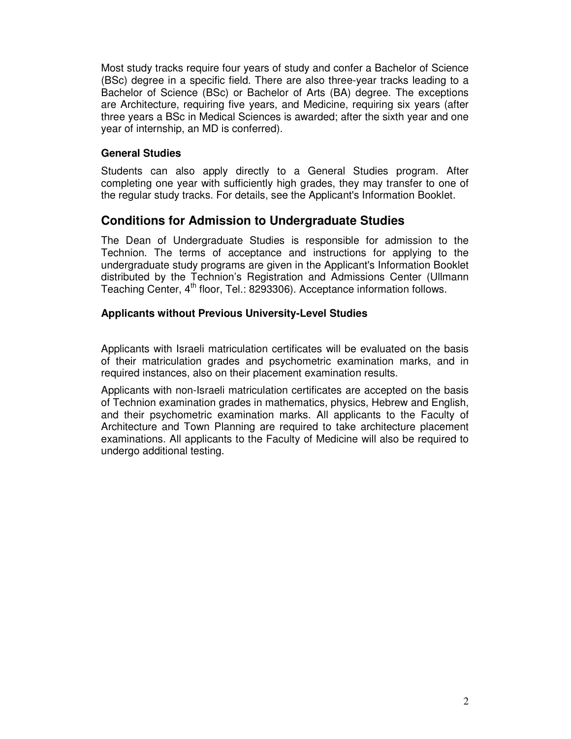Most study tracks require four years of study and confer a Bachelor of Science (BSc) degree in a specific field. There are also three-year tracks leading to a Bachelor of Science (BSc) or Bachelor of Arts (BA) degree. The exceptions are Architecture, requiring five years, and Medicine, requiring six years (after three years a BSc in Medical Sciences is awarded; after the sixth year and one year of internship, an MD is conferred).

### General Studies

Students can also apply directly to a General Studies program. After completing one year with sufficiently high grades, they may transfer to one of the regular study tracks. For details, see the Applicant's Information Booklet.

## Conditions for Admission to Undergraduate Studies

The Dean of Undergraduate Studies is responsible for admission to the Technion. The terms of acceptance and instructions for applying to the undergraduate study programs are given in the Applicant's Information Booklet distributed by the Technion's Registration and Admissions Center (Ullmann Teaching Center, 4th floor, Tel.: 8293306). Acceptance information follows.

### Applicants without Previous University-Level Studies

Applicants with Israeli matriculation certificates will be evaluated on the basis of their matriculation grades and psychometric examination marks, and in required instances, also on their placement examination results.

Applicants with non-Israeli matriculation certificates are accepted on the basis of Technion examination grades in mathematics, physics, Hebrew and English, and their psychometric examination marks. All applicants to the Faculty of Architecture and Town Planning are required to take architecture placement examinations. All applicants to the Faculty of Medicine will also be required to undergo additional testing.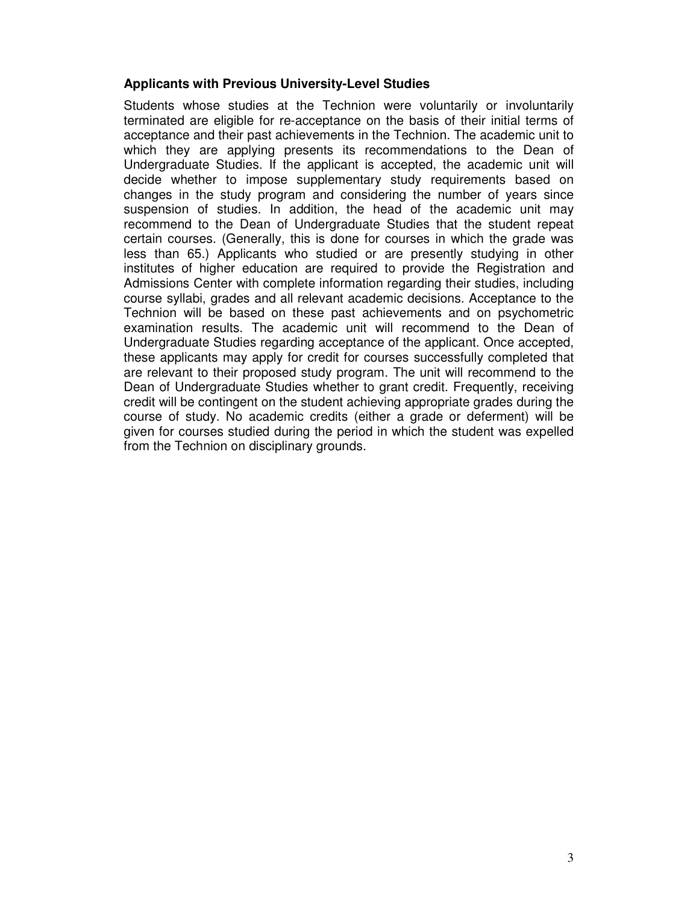### Applicants with Previous University-Level Studies

Students whose studies at the Technion were voluntarily or involuntarily terminated are eligible for re-acceptance on the basis of their initial terms of acceptance and their past achievements in the Technion. The academic unit to which they are applying presents its recommendations to the Dean of Undergraduate Studies. If the applicant is accepted, the academic unit will decide whether to impose supplementary study requirements based on changes in the study program and considering the number of years since suspension of studies. In addition, the head of the academic unit may recommend to the Dean of Undergraduate Studies that the student repeat certain courses. (Generally, this is done for courses in which the grade was less than 65.) Applicants who studied or are presently studying in other institutes of higher education are required to provide the Registration and Admissions Center with complete information regarding their studies, including course syllabi, grades and all relevant academic decisions. Acceptance to the Technion will be based on these past achievements and on psychometric examination results. The academic unit will recommend to the Dean of Undergraduate Studies regarding acceptance of the applicant. Once accepted, these applicants may apply for credit for courses successfully completed that are relevant to their proposed study program. The unit will recommend to the Dean of Undergraduate Studies whether to grant credit. Frequently, receiving credit will be contingent on the student achieving appropriate grades during the course of study. No academic credits (either a grade or deferment) will be given for courses studied during the period in which the student was expelled from the Technion on disciplinary grounds.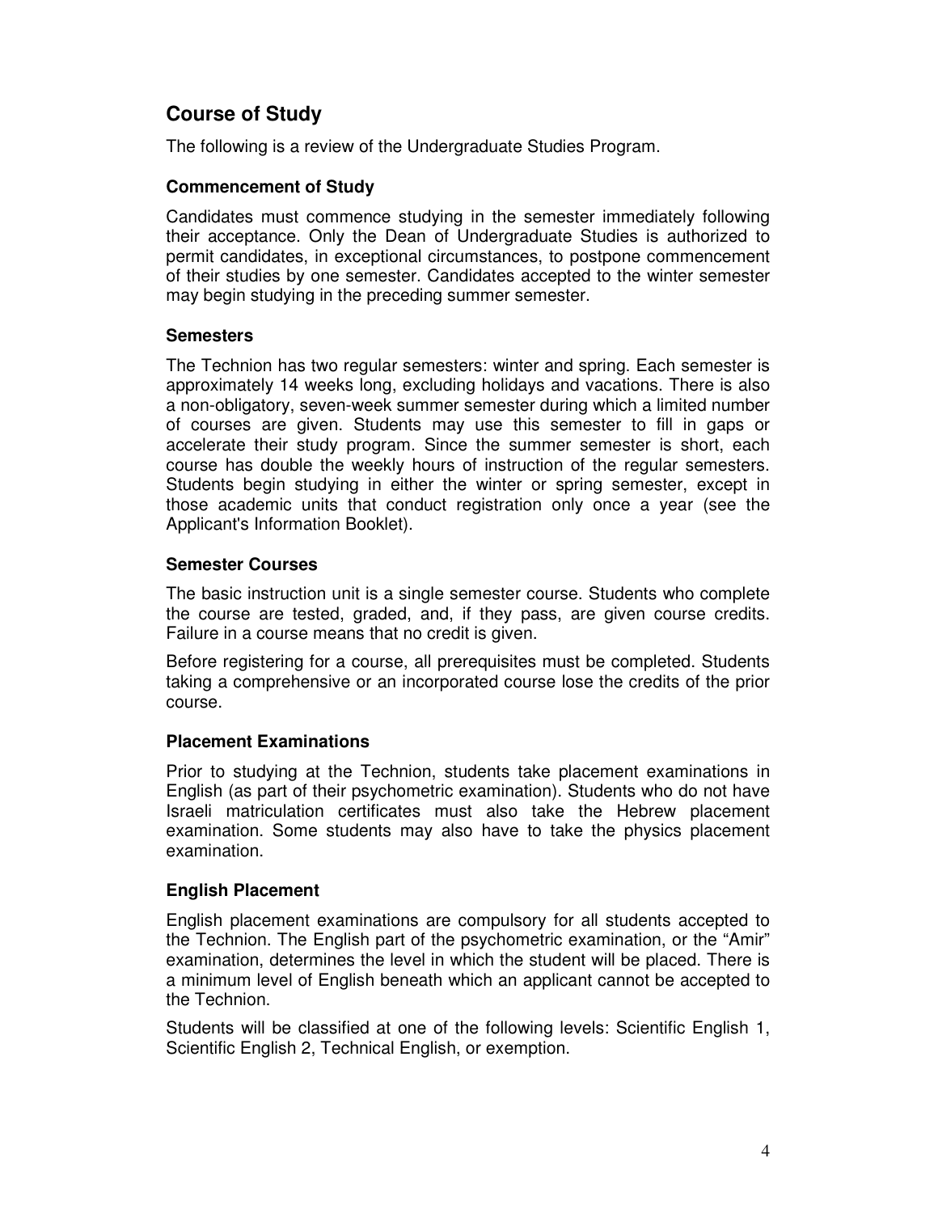## Course of Study

The following is a review of the Undergraduate Studies Program.

### Commencement of Study

Candidates must commence studying in the semester immediately following their acceptance. Only the Dean of Undergraduate Studies is authorized to permit candidates, in exceptional circumstances, to postpone commencement of their studies by one semester. Candidates accepted to the winter semester may begin studying in the preceding summer semester.

### Semesters

The Technion has two regular semesters: winter and spring. Each semester is approximately 14 weeks long, excluding holidays and vacations. There is also a non-obligatory, seven-week summer semester during which a limited number of courses are given. Students may use this semester to fill in gaps or accelerate their study program. Since the summer semester is short, each course has double the weekly hours of instruction of the regular semesters. Students begin studying in either the winter or spring semester, except in those academic units that conduct registration only once a year (see the Applicant's Information Booklet).

### Semester Courses

The basic instruction unit is a single semester course. Students who complete the course are tested, graded, and, if they pass, are given course credits. Failure in a course means that no credit is given.

Before registering for a course, all prerequisites must be completed. Students taking a comprehensive or an incorporated course lose the credits of the prior course.

### Placement Examinations

Prior to studying at the Technion, students take placement examinations in English (as part of their psychometric examination). Students who do not have Israeli matriculation certificates must also take the Hebrew placement examination. Some students may also have to take the physics placement examination.

### English Placement

English placement examinations are compulsory for all students accepted to the Technion. The English part of the psychometric examination, or the “Amir” examination, determines the level in which the student will be placed. There is a minimum level of English beneath which an applicant cannot be accepted to the Technion.

Students will be classified at one of the following levels: Scientific English 1, Scientific English 2, Technical English, or exemption.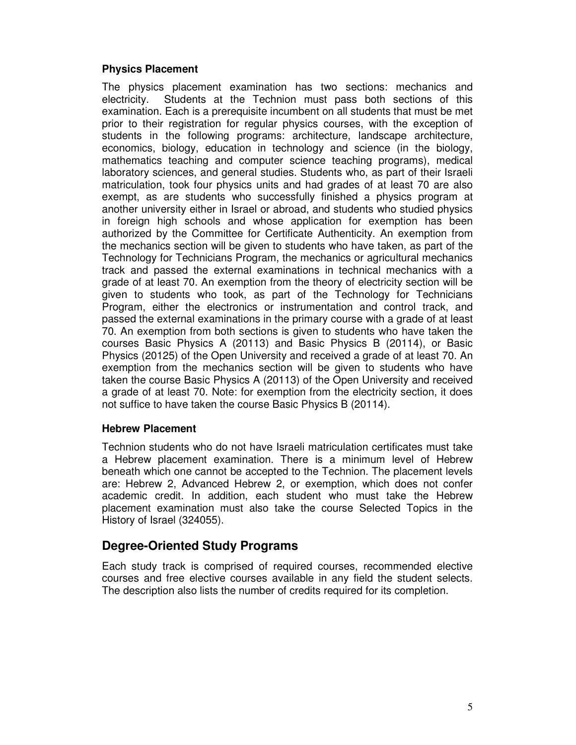### Physics Placement

The physics placement examination has two sections: mechanics and electricity. Students at the Technion must pass both sections of this examination. Each is a prerequisite incumbent on all students that must be met prior to their registration for regular physics courses, with the exception of students in the following programs: architecture, landscape architecture, economics, biology, education in technology and science (in the biology, mathematics teaching and computer science teaching programs), medical laboratory sciences, and general studies. Students who, as part of their Israeli matriculation, took four physics units and had grades of at least 70 are also exempt, as are students who successfully finished a physics program at another university either in Israel or abroad, and students who studied physics in foreign high schools and whose application for exemption has been authorized by the Committee for Certificate Authenticity. An exemption from the mechanics section will be given to students who have taken, as part of the Technology for Technicians Program, the mechanics or agricultural mechanics track and passed the external examinations in technical mechanics with a grade of at least 70. An exemption from the theory of electricity section will be given to students who took, as part of the Technology for Technicians Program, either the electronics or instrumentation and control track, and passed the external examinations in the primary course with a grade of at least 70. An exemption from both sections is given to students who have taken the courses Basic Physics A (20113) and Basic Physics B (20114), or Basic Physics (20125) of the Open University and received a grade of at least 70. An exemption from the mechanics section will be given to students who have taken the course Basic Physics A (20113) of the Open University and received a grade of at least 70. Note: for exemption from the electricity section, it does not suffice to have taken the course Basic Physics B (20114).

### Hebrew Placement

Technion students who do not have Israeli matriculation certificates must take a Hebrew placement examination. There is a minimum level of Hebrew beneath which one cannot be accepted to the Technion. The placement levels are: Hebrew 2, Advanced Hebrew 2, or exemption, which does not confer academic credit. In addition, each student who must take the Hebrew placement examination must also take the course Selected Topics in the History of Israel (324055).

## Degree-Oriented Study Programs

Each study track is comprised of required courses, recommended elective courses and free elective courses available in any field the student selects. The description also lists the number of credits required for its completion.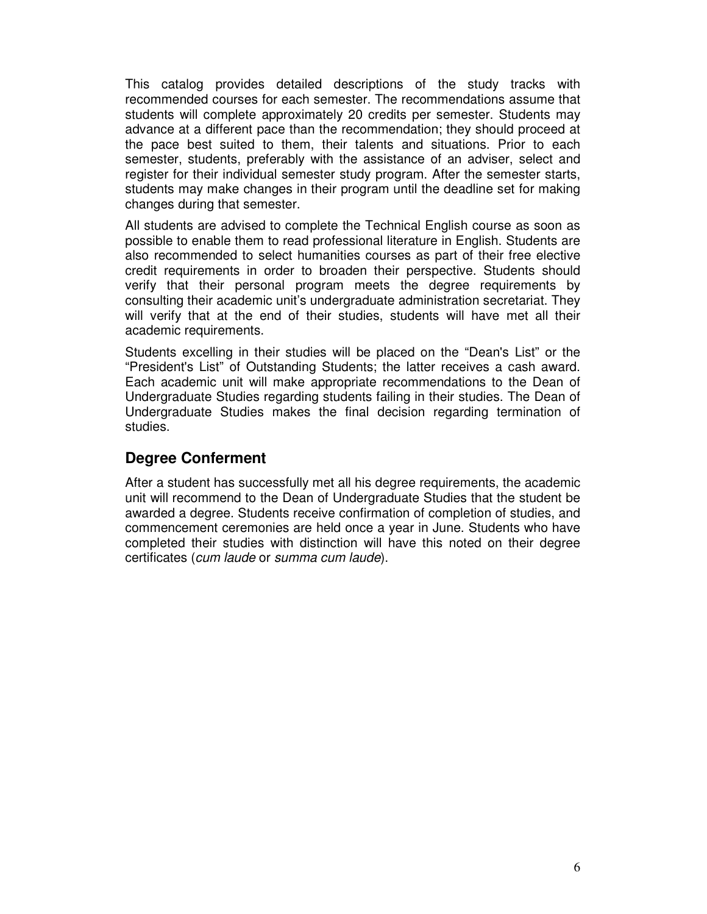This catalog provides detailed descriptions of the study tracks with recommended courses for each semester. The recommendations assume that students will complete approximately 20 credits per semester. Students may advance at a different pace than the recommendation; they should proceed at the pace best suited to them, their talents and situations. Prior to each semester, students, preferably with the assistance of an adviser, select and register for their individual semester study program. After the semester starts, students may make changes in their program until the deadline set for making changes during that semester.

All students are advised to complete the Technical English course as soon as possible to enable them to read professional literature in English. Students are also recommended to select humanities courses as part of their free elective credit requirements in order to broaden their perspective. Students should verify that their personal program meets the degree requirements by consulting their academic unit's undergraduate administration secretariat. They will verify that at the end of their studies, students will have met all their academic requirements.

Students excelling in their studies will be placed on the "Dean's List" or the "President's List" of Outstanding Students; the latter receives a cash award. Each academic unit will make appropriate recommendations to the Dean of Undergraduate Studies regarding students failing in their studies. The Dean of Undergraduate Studies makes the final decision regarding termination of studies.

## Degree Conferment

After a student has successfully met all his degree requirements, the academic unit will recommend to the Dean of Undergraduate Studies that the student be awarded a degree. Students receive confirmation of completion of studies, and commencement ceremonies are held once a year in June. Students who have completed their studies with distinction will have this noted on their degree certificates (*cum laude* or *summa cum laude*).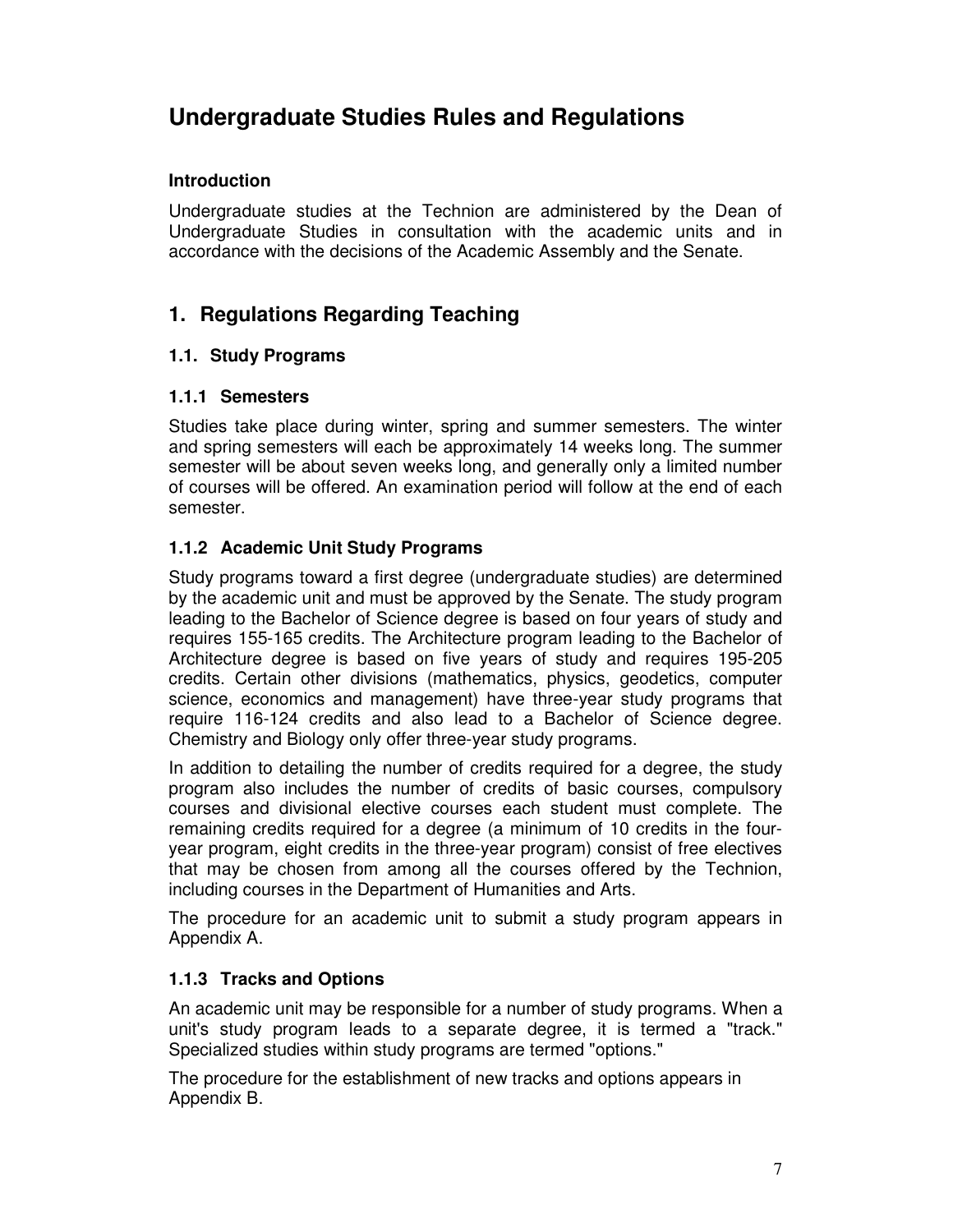# Undergraduate Studies Rules and Regulations

### Introduction

Undergraduate studies at the Technion are administered by the Dean of Undergraduate Studies in consultation with the academic units and in accordance with the decisions of the Academic Assembly and the Senate.

## 1. Regulations Regarding Teaching

### 1.1. Study Programs

### 1.1.1 Semesters

Studies take place during winter, spring and summer semesters. The winter and spring semesters will each be approximately 14 weeks long. The summer semester will be about seven weeks long, and generally only a limited number of courses will be offered. An examination period will follow at the end of each semester.

### 1.1.2 Academic Unit Study Programs

Study programs toward a first degree (undergraduate studies) are determined by the academic unit and must be approved by the Senate. The study program leading to the Bachelor of Science degree is based on four years of study and requires 155-165 credits. The Architecture program leading to the Bachelor of Architecture degree is based on five years of study and requires 195-205 credits. Certain other divisions (mathematics, physics, geodetics, computer science, economics and management) have three-year study programs that require 116-124 credits and also lead to a Bachelor of Science degree. Chemistry and Biology only offer three-year study programs.

In addition to detailing the number of credits required for a degree, the study program also includes the number of credits of basic courses, compulsory courses and divisional elective courses each student must complete. The remaining credits required for a degree (a minimum of 10 credits in the four-year program, eight credits in the three-year program) consist of free electives that may be chosen from among all the courses offered by the Technion, including courses in the Department of Humanities and Arts.

The procedure for an academic unit to submit a study program appears in Appendix A.

### 1.1.3 Tracks and Options

An academic unit may be responsible for a number of study programs. When a unit's study program leads to a separate degree, it is termed a "track." Specialized studies within study programs are termed "options."

The procedure for the establishment of new tracks and options appears in Appendix B.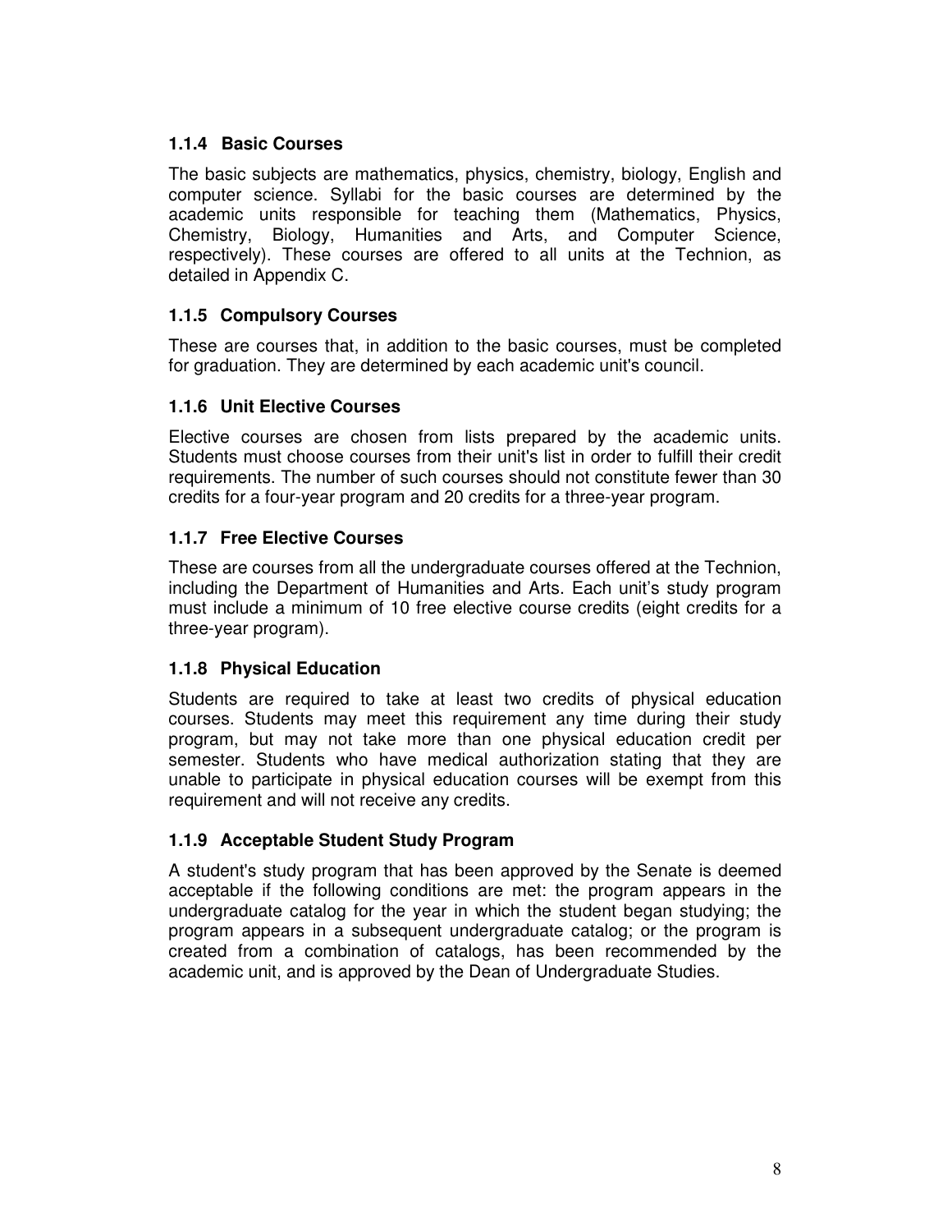### 1.1.4 Basic Courses

The basic subjects are mathematics, physics, chemistry, biology, English and computer science. Syllabi for the basic courses are determined by the academic units responsible for teaching them (Mathematics, Physics, Chemistry, Biology, Humanities and Arts, and Computer Science, respectively). These courses are offered to all units at the Technion, as detailed in Appendix C.

### 1.1.5 Compulsory Courses

These are courses that, in addition to the basic courses, must be completed for graduation. They are determined by each academic unit's council.

### 1.1.6 Unit Elective Courses

Elective courses are chosen from lists prepared by the academic units. Students must choose courses from their unit's list in order to fulfill their credit requirements. The number of such courses should not constitute fewer than 30 credits for a four-year program and 20 credits for a three-year program.

### 1.1.7 Free Elective Courses

These are courses from all the undergraduate courses offered at the Technion, including the Department of Humanities and Arts. Each unit's study program must include a minimum of 10 free elective course credits (eight credits for a three-year program).

### 1.1.8 Physical Education

Students are required to take at least two credits of physical education courses. Students may meet this requirement any time during their study program, but may not take more than one physical education credit per semester. Students who have medical authorization stating that they are unable to participate in physical education courses will be exempt from this requirement and will not receive any credits.

### 1.1.9 Acceptable Student Study Program

A student's study program that has been approved by the Senate is deemed acceptable if the following conditions are met: the program appears in the undergraduate catalog for the year in which the student began studying; the program appears in a subsequent undergraduate catalog; or the program is created from a combination of catalogs, has been recommended by the academic unit, and is approved by the Dean of Undergraduate Studies.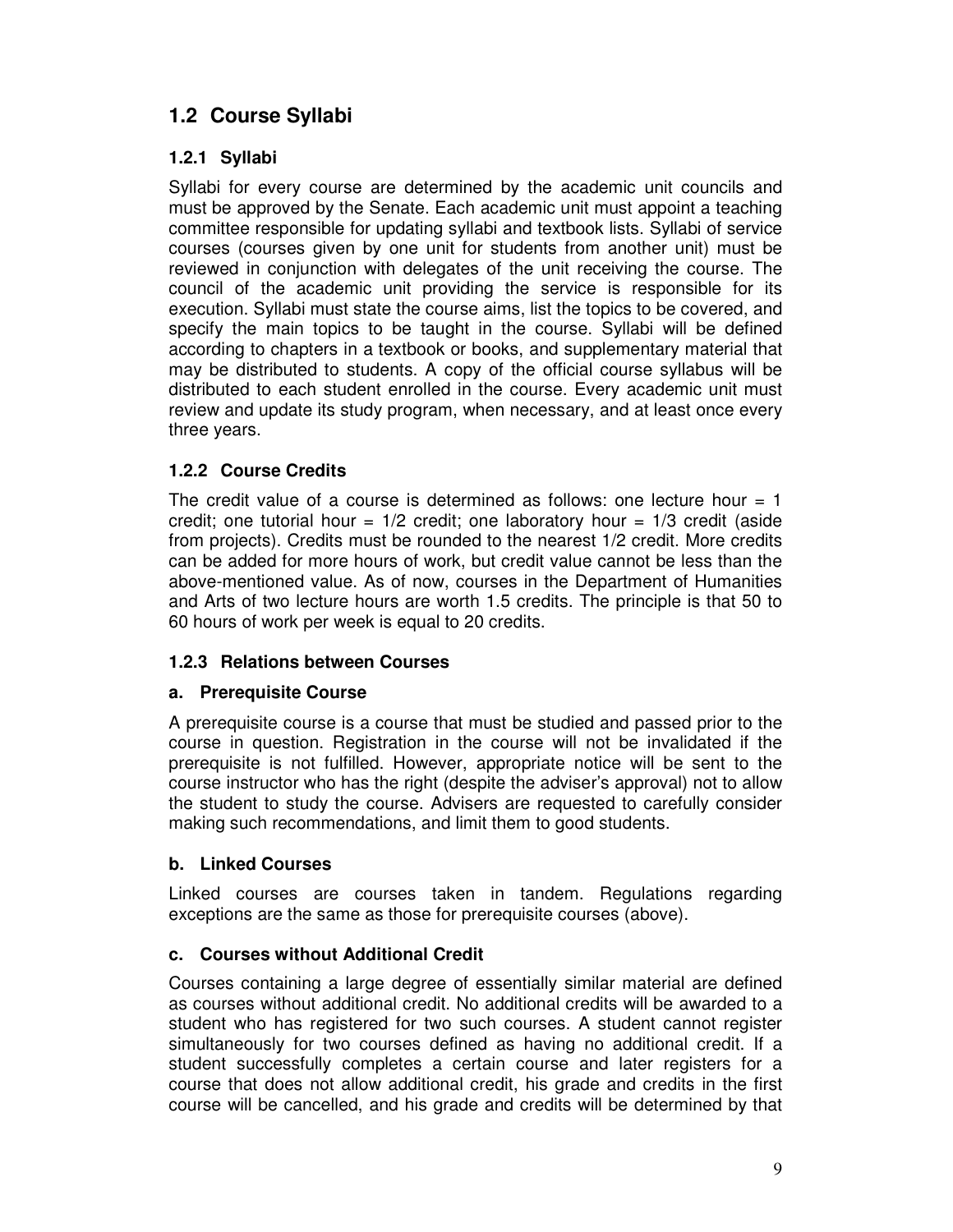## 1.2 Course Syllabi

### 1.2.1 Syllabi

Syllabi for every course are determined by the academic unit councils and must be approved by the Senate. Each academic unit must appoint a teaching committee responsible for updating syllabi and textbook lists. Syllabi of service courses (courses given by one unit for students from another unit) must be reviewed in conjunction with delegates of the unit receiving the course. The council of the academic unit providing the service is responsible for its execution. Syllabi must state the course aims, list the topics to be covered, and specify the main topics to be taught in the course. Syllabi will be defined according to chapters in a textbook or books, and supplementary material that may be distributed to students. A copy of the official course syllabus will be distributed to each student enrolled in the course. Every academic unit must review and update its study program, when necessary, and at least once every three years.

### 1.2.2 Course Credits

The credit value of a course is determined as follows: one lecture hour = 1 credit; one tutorial hour = 1/2 credit; one laboratory hour = 1/3 credit (aside from projects). Credits must be rounded to the nearest 1/2 credit. More credits can be added for more hours of work, but credit value cannot be less than the above-mentioned value. As of now, courses in the Department of Humanities and Arts of two lecture hours are worth 1.5 credits. The principle is that 50 to 60 hours of work per week is equal to 20 credits.

### 1.2.3 Relations between Courses

#### a. Prerequisite Course

A prerequisite course is a course that must be studied and passed prior to the course in question. Registration in the course will not be invalidated if the prerequisite is not fulfilled. However, appropriate notice will be sent to the course instructor who has the right (despite the adviser's approval) not to allow the student to study the course. Advisers are requested to carefully consider making such recommendations, and limit them to good students.

#### b. Linked Courses

Linked courses are courses taken in tandem. Regulations regarding exceptions are the same as those for prerequisite courses (above).

#### c. Courses without Additional Credit

Courses containing a large degree of essentially similar material are defined as courses without additional credit. No additional credits will be awarded to a student who has registered for two such courses. A student cannot register simultaneously for two courses defined as having no additional credit. If a student successfully completes a certain course and later registers for a course that does not allow additional credit, his grade and credits in the first course will be cancelled, and his grade and credits will be determined by that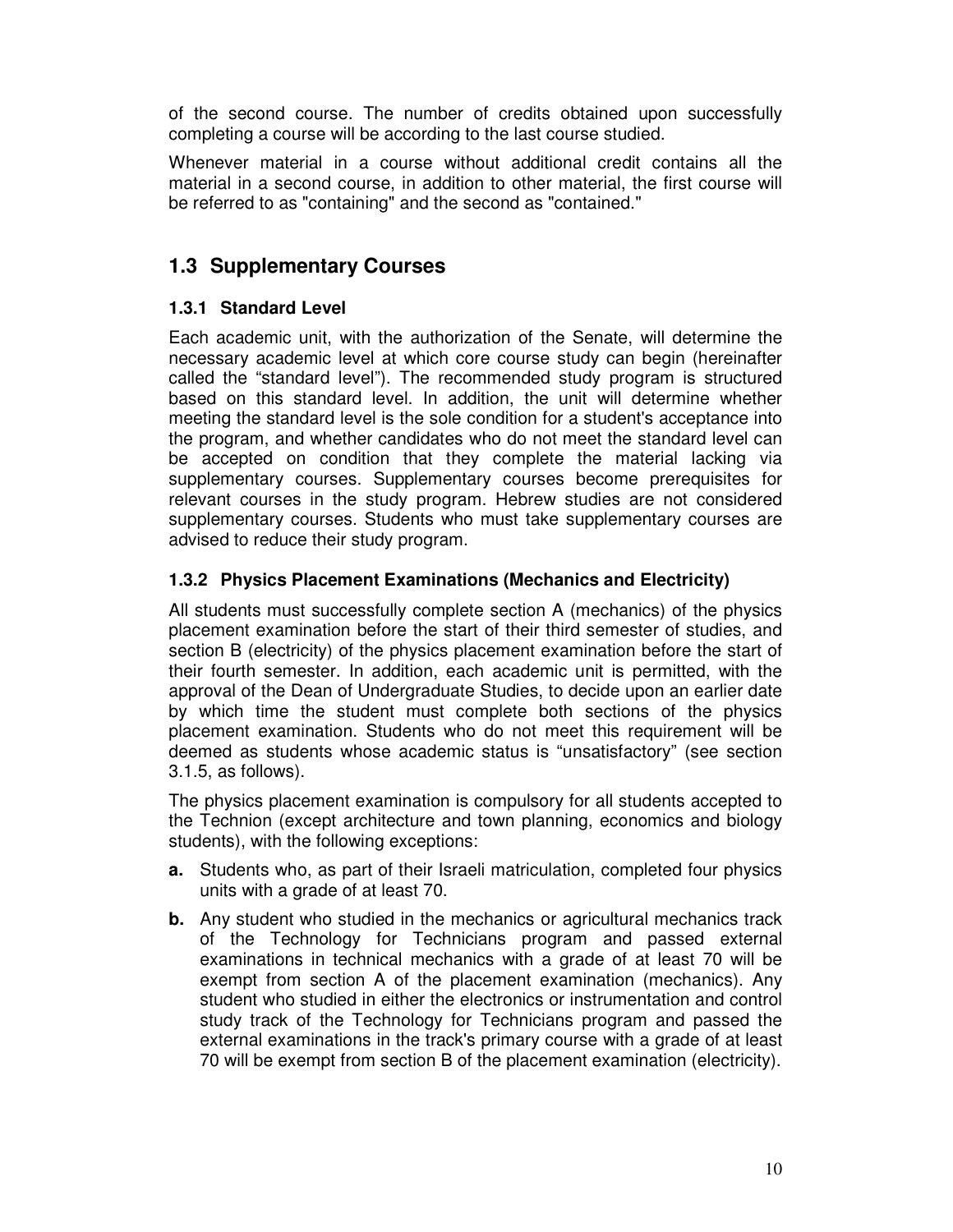of the second course. The number of credits obtained upon successfully completing a course will be according to the last course studied.

Whenever material in a course without additional credit contains all the material in a second course, in addition to other material, the first course will be referred to as "containing" and the second as "contained."

## 1.3 Supplementary Courses

### 1.3.1 Standard Level

Each academic unit, with the authorization of the Senate, will determine the necessary academic level at which core course study can begin (hereinafter called the “standard level”). The recommended study program is structured based on this standard level. In addition, the unit will determine whether meeting the standard level is the sole condition for a student's acceptance into the program, and whether candidates who do not meet the standard level can be accepted on condition that they complete the material lacking via supplementary courses. Supplementary courses become prerequisites for relevant courses in the study program. Hebrew studies are not considered supplementary courses. Students who must take supplementary courses are advised to reduce their study program.

### 1.3.2 Physics Placement Examinations (Mechanics and Electricity)

All students must successfully complete section A (mechanics) of the physics placement examination before the start of their third semester of studies, and section B (electricity) of the physics placement examination before the start of their fourth semester. In addition, each academic unit is permitted, with the approval of the Dean of Undergraduate Studies, to decide upon an earlier date by which time the student must complete both sections of the physics placement examination. Students who do not meet this requirement will be deemed as students whose academic status is “unsatisfactory” (see section 3.1.5, as follows).

The physics placement examination is compulsory for all students accepted to the Technion (except architecture and town planning, economics and biology students), with the following exceptions:

**a.** Students who, as part of their Israeli matriculation, completed four physics units with a grade of at least 70.

**b.** Any student who studied in the mechanics or agricultural mechanics track of the Technology for Technicians program and passed external examinations in technical mechanics with a grade of at least 70 will be exempt from section A of the placement examination (mechanics). Any student who studied in either the electronics or instrumentation and control study track of the Technology for Technicians program and passed the external examinations in the track's primary course with a grade of at least 70 will be exempt from section B of the placement examination (electricity).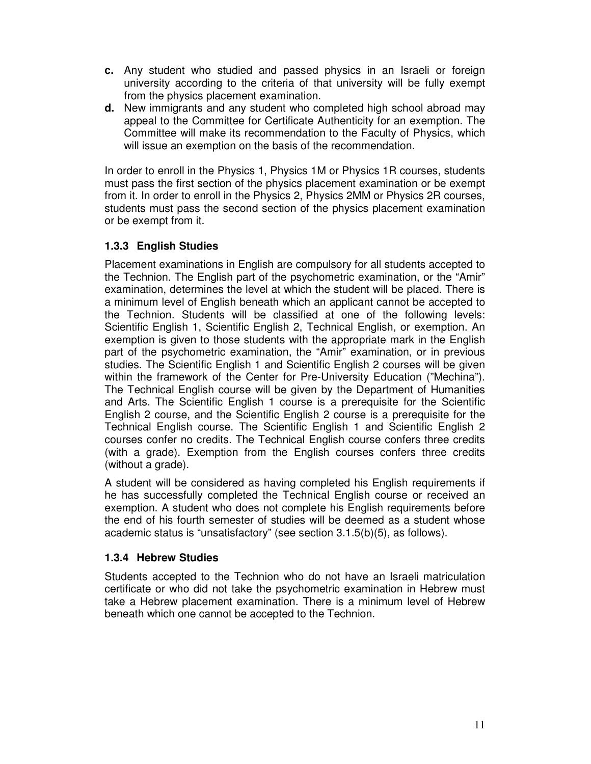- **c.** Any student who studied and passed physics in an Israeli or foreign university according to the criteria of that university will be fully exempt from the physics placement examination.
- **d.** New immigrants and any student who completed high school abroad may appeal to the Committee for Certificate Authenticity for an exemption. The Committee will make its recommendation to the Faculty of Physics, which will issue an exemption on the basis of the recommendation.

In order to enroll in the Physics 1, Physics 1M or Physics 1R courses, students must pass the first section of the physics placement examination or be exempt from it. In order to enroll in the Physics 2, Physics 2MM or Physics 2R courses, students must pass the second section of the physics placement examination or be exempt from it.

### 1.3.3 English Studies

Placement examinations in English are compulsory for all students accepted to the Technion. The English part of the psychometric examination, or the "Amir" examination, determines the level at which the student will be placed. There is a minimum level of English beneath which an applicant cannot be accepted to the Technion. Students will be classified at one of the following levels: Scientific English 1, Scientific English 2, Technical English, or exemption. An exemption is given to those students with the appropriate mark in the English part of the psychometric examination, the "Amir" examination, or in previous studies. The Scientific English 1 and Scientific English 2 courses will be given within the framework of the Center for Pre-University Education ("Mechina"). The Technical English course will be given by the Department of Humanities and Arts. The Scientific English 1 course is a prerequisite for the Scientific English 2 course, and the Scientific English 2 course is a prerequisite for the Technical English course. The Scientific English 1 and Scientific English 2 courses confer no credits. The Technical English course confers three credits (with a grade). Exemption from the English courses confers three credits (without a grade).

A student will be considered as having completed his English requirements if he has successfully completed the Technical English course or received an exemption. A student who does not complete his English requirements before the end of his fourth semester of studies will be deemed as a student whose academic status is "unsatisfactory" (see section 3.1.5(b)(5), as follows).

### 1.3.4 Hebrew Studies

Students accepted to the Technion who do not have an Israeli matriculation certificate or who did not take the psychometric examination in Hebrew must take a Hebrew placement examination. There is a minimum level of Hebrew beneath which one cannot be accepted to the Technion.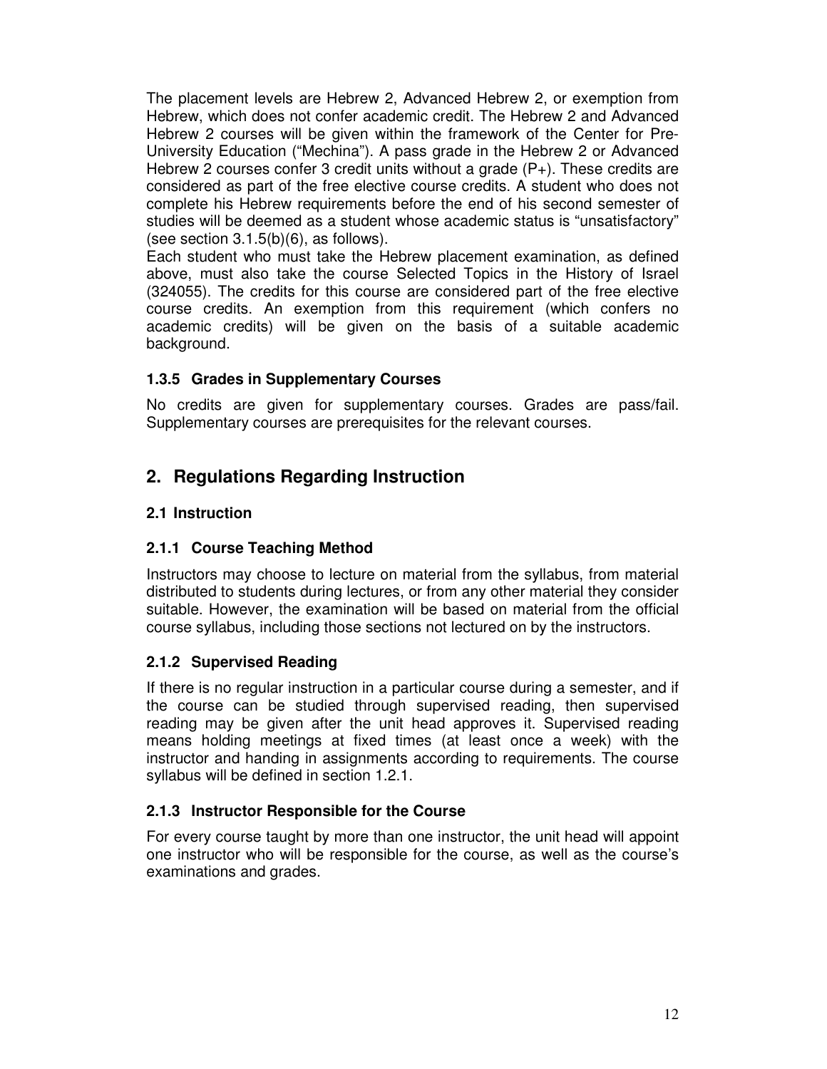The placement levels are Hebrew 2, Advanced Hebrew 2, or exemption from Hebrew, which does not confer academic credit. The Hebrew 2 and Advanced Hebrew 2 courses will be given within the framework of the Center for Pre-University Education ("Mechina"). A pass grade in the Hebrew 2 or Advanced Hebrew 2 courses confer 3 credit units without a grade (P+). These credits are considered as part of the free elective course credits. A student who does not complete his Hebrew requirements before the end of his second semester of studies will be deemed as a student whose academic status is "unsatisfactory" (see section 3.1.5(b)(6), as follows).

Each student who must take the Hebrew placement examination, as defined above, must also take the course Selected Topics in the History of Israel (324055). The credits for this course are considered part of the free elective course credits. An exemption from this requirement (which confers no academic credits) will be given on the basis of a suitable academic background.

### 1.3.5 Grades in Supplementary Courses

No credits are given for supplementary courses. Grades are pass/fail. Supplementary courses are prerequisites for the relevant courses.

# 2. Regulations Regarding Instruction

## 2.1 Instruction

### 2.1.1 Course Teaching Method

Instructors may choose to lecture on material from the syllabus, from material distributed to students during lectures, or from any other material they consider suitable. However, the examination will be based on material from the official course syllabus, including those sections not lectured on by the instructors.

### 2.1.2 Supervised Reading

If there is no regular instruction in a particular course during a semester, and if the course can be studied through supervised reading, then supervised reading may be given after the unit head approves it. Supervised reading means holding meetings at fixed times (at least once a week) with the instructor and handing in assignments according to requirements. The course syllabus will be defined in section 1.2.1.

### 2.1.3 Instructor Responsible for the Course

For every course taught by more than one instructor, the unit head will appoint one instructor who will be responsible for the course, as well as the course's examinations and grades.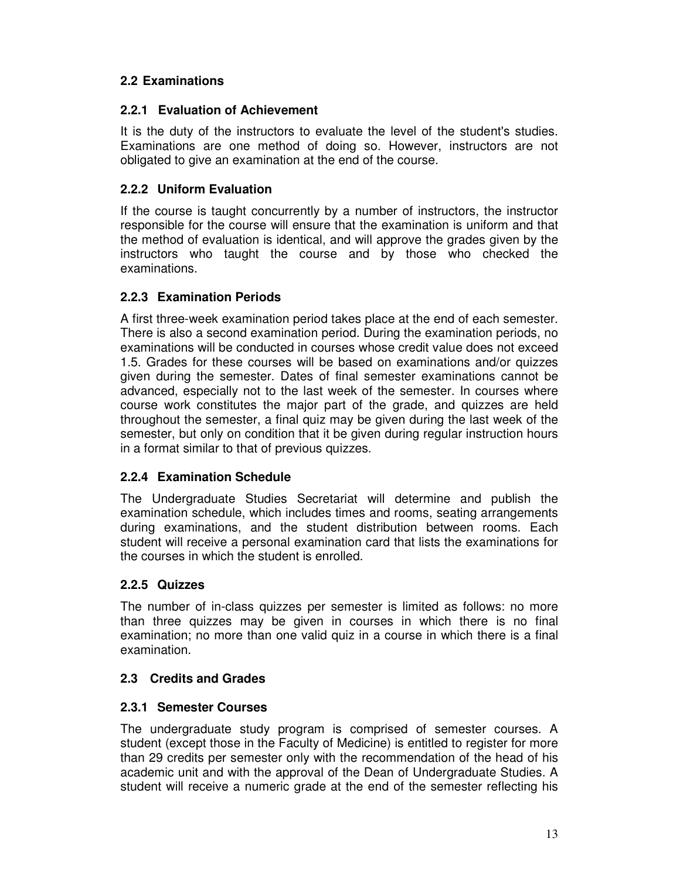## 2.2 Examinations

### 2.2.1 Evaluation of Achievement

It is the duty of the instructors to evaluate the level of the student's studies. Examinations are one method of doing so. However, instructors are not obligated to give an examination at the end of the course.

### 2.2.2 Uniform Evaluation

If the course is taught concurrently by a number of instructors, the instructor responsible for the course will ensure that the examination is uniform and that the method of evaluation is identical, and will approve the grades given by the instructors who taught the course and by those who checked the examinations.

### 2.2.3 Examination Periods

A first three-week examination period takes place at the end of each semester. There is also a second examination period. During the examination periods, no examinations will be conducted in courses whose credit value does not exceed 1.5. Grades for these courses will be based on examinations and/or quizzes given during the semester. Dates of final semester examinations cannot be advanced, especially not to the last week of the semester. In courses where course work constitutes the major part of the grade, and quizzes are held throughout the semester, a final quiz may be given during the last week of the semester, but only on condition that it be given during regular instruction hours in a format similar to that of previous quizzes.

### 2.2.4 Examination Schedule

The Undergraduate Studies Secretariat will determine and publish the examination schedule, which includes times and rooms, seating arrangements during examinations, and the student distribution between rooms. Each student will receive a personal examination card that lists the examinations for the courses in which the student is enrolled.

### 2.2.5 Quizzes

The number of in-class quizzes per semester is limited as follows: no more than three quizzes may be given in courses in which there is no final examination; no more than one valid quiz in a course in which there is a final examination.

## 2.3 Credits and Grades

### 2.3.1 Semester Courses

The undergraduate study program is comprised of semester courses. A student (except those in the Faculty of Medicine) is entitled to register for more than 29 credits per semester only with the recommendation of the head of his academic unit and with the approval of the Dean of Undergraduate Studies. A student will receive a numeric grade at the end of the semester reflecting his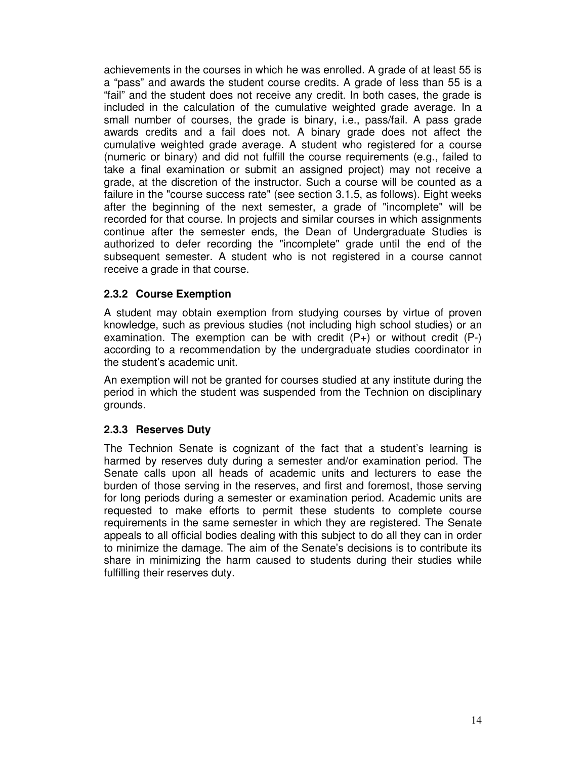achievements in the courses in which he was enrolled. A grade of at least 55 is a “pass” and awards the student course credits. A grade of less than 55 is a “fail” and the student does not receive any credit. In both cases, the grade is included in the calculation of the cumulative weighted grade average. In a small number of courses, the grade is binary, i.e., pass/fail. A pass grade awards credits and a fail does not. A binary grade does not affect the cumulative weighted grade average. A student who registered for a course (numeric or binary) and did not fulfill the course requirements (e.g., failed to take a final examination or submit an assigned project) may not receive a grade, at the discretion of the instructor. Such a course will be counted as a failure in the "course success rate" (see section 3.1.5, as follows). Eight weeks after the beginning of the next semester, a grade of "incomplete" will be recorded for that course. In projects and similar courses in which assignments continue after the semester ends, the Dean of Undergraduate Studies is authorized to defer recording the "incomplete" grade until the end of the subsequent semester. A student who is not registered in a course cannot receive a grade in that course.

### 2.3.2 Course Exemption

A student may obtain exemption from studying courses by virtue of proven knowledge, such as previous studies (not including high school studies) or an examination. The exemption can be with credit (P+) or without credit (P-) according to a recommendation by the undergraduate studies coordinator in the student’s academic unit.

An exemption will not be granted for courses studied at any institute during the period in which the student was suspended from the Technion on disciplinary grounds.

### 2.3.3 Reserves Duty

The Technion Senate is cognizant of the fact that a student’s learning is harmed by reserves duty during a semester and/or examination period. The Senate calls upon all heads of academic units and lecturers to ease the burden of those serving in the reserves, and first and foremost, those serving for long periods during a semester or examination period. Academic units are requested to make efforts to permit these students to complete course requirements in the same semester in which they are registered. The Senate appeals to all official bodies dealing with this subject to do all they can in order to minimize the damage. The aim of the Senate’s decisions is to contribute its share in minimizing the harm caused to students during their studies while fulfilling their reserves duty.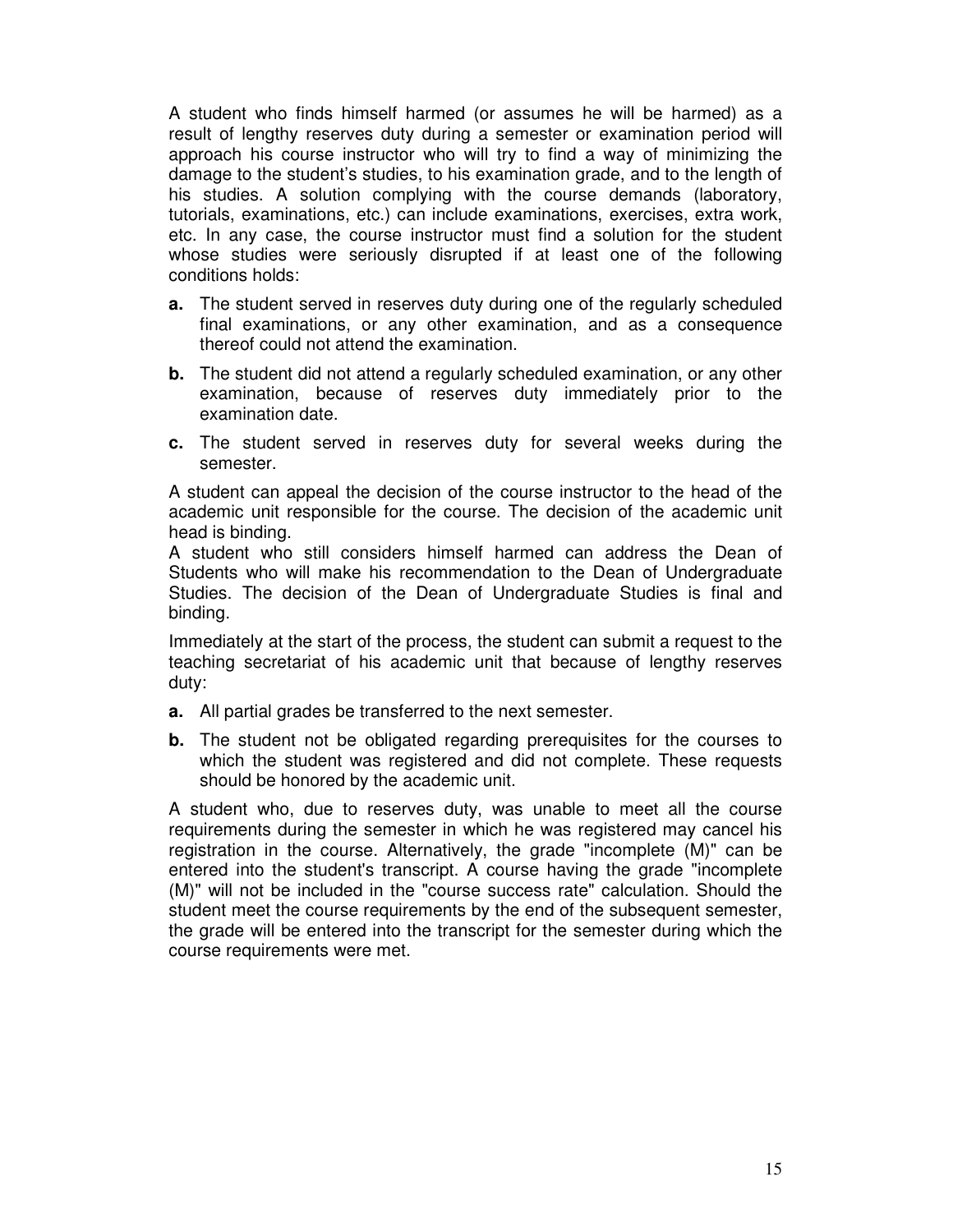A student who finds himself harmed (or assumes he will be harmed) as a result of lengthy reserves duty during a semester or examination period will approach his course instructor who will try to find a way of minimizing the damage to the student's studies, to his examination grade, and to the length of his studies. A solution complying with the course demands (laboratory, tutorials, examinations, etc.) can include examinations, exercises, extra work, etc. In any case, the course instructor must find a solution for the student whose studies were seriously disrupted if at least one of the following conditions holds:

- **a.** The student served in reserves duty during one of the regularly scheduled final examinations, or any other examination, and as a consequence thereof could not attend the examination.
- **b.** The student did not attend a regularly scheduled examination, or any other examination, because of reserves duty immediately prior to the examination date.
- **c.** The student served in reserves duty for several weeks during the semester.

A student can appeal the decision of the course instructor to the head of the academic unit responsible for the course. The decision of the academic unit head is binding.

A student who still considers himself harmed can address the Dean of Students who will make his recommendation to the Dean of Undergraduate Studies. The decision of the Dean of Undergraduate Studies is final and binding.

Immediately at the start of the process, the student can submit a request to the teaching secretariat of his academic unit that because of lengthy reserves duty:

- **a.** All partial grades be transferred to the next semester.
- **b.** The student not be obligated regarding prerequisites for the courses to which the student was registered and did not complete. These requests should be honored by the academic unit.

A student who, due to reserves duty, was unable to meet all the course requirements during the semester in which he was registered may cancel his registration in the course. Alternatively, the grade "incomplete (M)" can be entered into the student's transcript. A course having the grade "incomplete (M)" will not be included in the "course success rate" calculation. Should the student meet the course requirements by the end of the subsequent semester, the grade will be entered into the transcript for the semester during which the course requirements were met.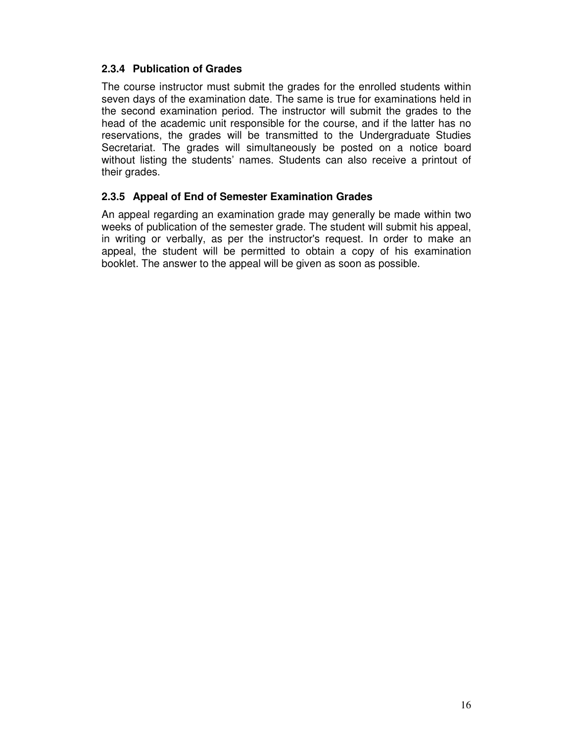### 2.3.4 Publication of Grades

The course instructor must submit the grades for the enrolled students within seven days of the examination date. The same is true for examinations held in the second examination period. The instructor will submit the grades to the head of the academic unit responsible for the course, and if the latter has no reservations, the grades will be transmitted to the Undergraduate Studies Secretariat. The grades will simultaneously be posted on a notice board without listing the students' names. Students can also receive a printout of their grades.

### 2.3.5 Appeal of End of Semester Examination Grades

An appeal regarding an examination grade may generally be made within two weeks of publication of the semester grade. The student will submit his appeal, in writing or verbally, as per the instructor's request. In order to make an appeal, the student will be permitted to obtain a copy of his examination booklet. The answer to the appeal will be given as soon as possible.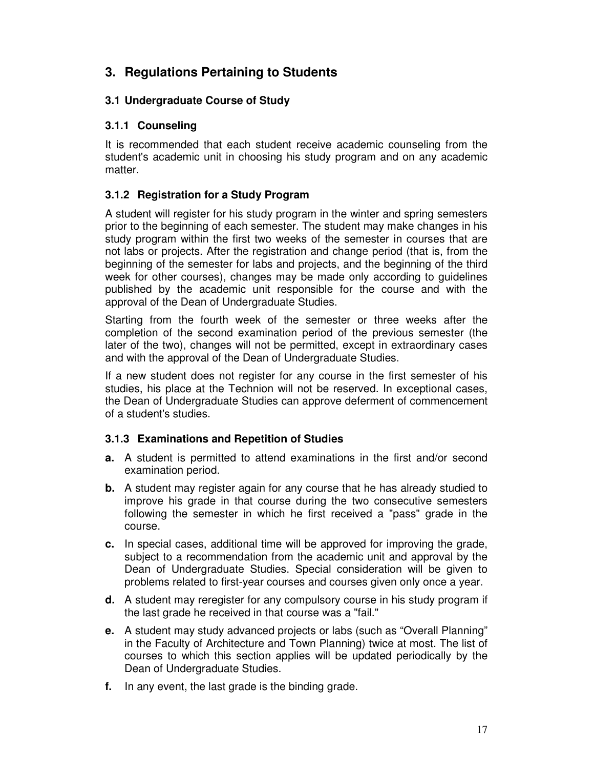# 3. Regulations Pertaining to Students

## 3.1 Undergraduate Course of Study

### 3.1.1 Counseling

It is recommended that each student receive academic counseling from the student's academic unit in choosing his study program and on any academic matter.

### 3.1.2 Registration for a Study Program

A student will register for his study program in the winter and spring semesters prior to the beginning of each semester. The student may make changes in his study program within the first two weeks of the semester in courses that are not labs or projects. After the registration and change period (that is, from the beginning of the semester for labs and projects, and the beginning of the third week for other courses), changes may be made only according to guidelines published by the academic unit responsible for the course and with the approval of the Dean of Undergraduate Studies.

Starting from the fourth week of the semester or three weeks after the completion of the second examination period of the previous semester (the later of the two), changes will not be permitted, except in extraordinary cases and with the approval of the Dean of Undergraduate Studies.

If a new student does not register for any course in the first semester of his studies, his place at the Technion will not be reserved. In exceptional cases, the Dean of Undergraduate Studies can approve deferment of commencement of a student's studies.

### 3.1.3 Examinations and Repetition of Studies

**a.** A student is permitted to attend examinations in the first and/or second examination period.

**b.** A student may register again for any course that he has already studied to improve his grade in that course during the two consecutive semesters following the semester in which he first received a "pass" grade in the course.

**c.** In special cases, additional time will be approved for improving the grade, subject to a recommendation from the academic unit and approval by the Dean of Undergraduate Studies. Special consideration will be given to problems related to first-year courses and courses given only once a year.

**d.** A student may reregister for any compulsory course in his study program if the last grade he received in that course was a "fail."

**e.** A student may study advanced projects or labs (such as "Overall Planning" in the Faculty of Architecture and Town Planning) twice at most. The list of courses to which this section applies will be updated periodically by the Dean of Undergraduate Studies.

**f.** In any event, the last grade is the binding grade.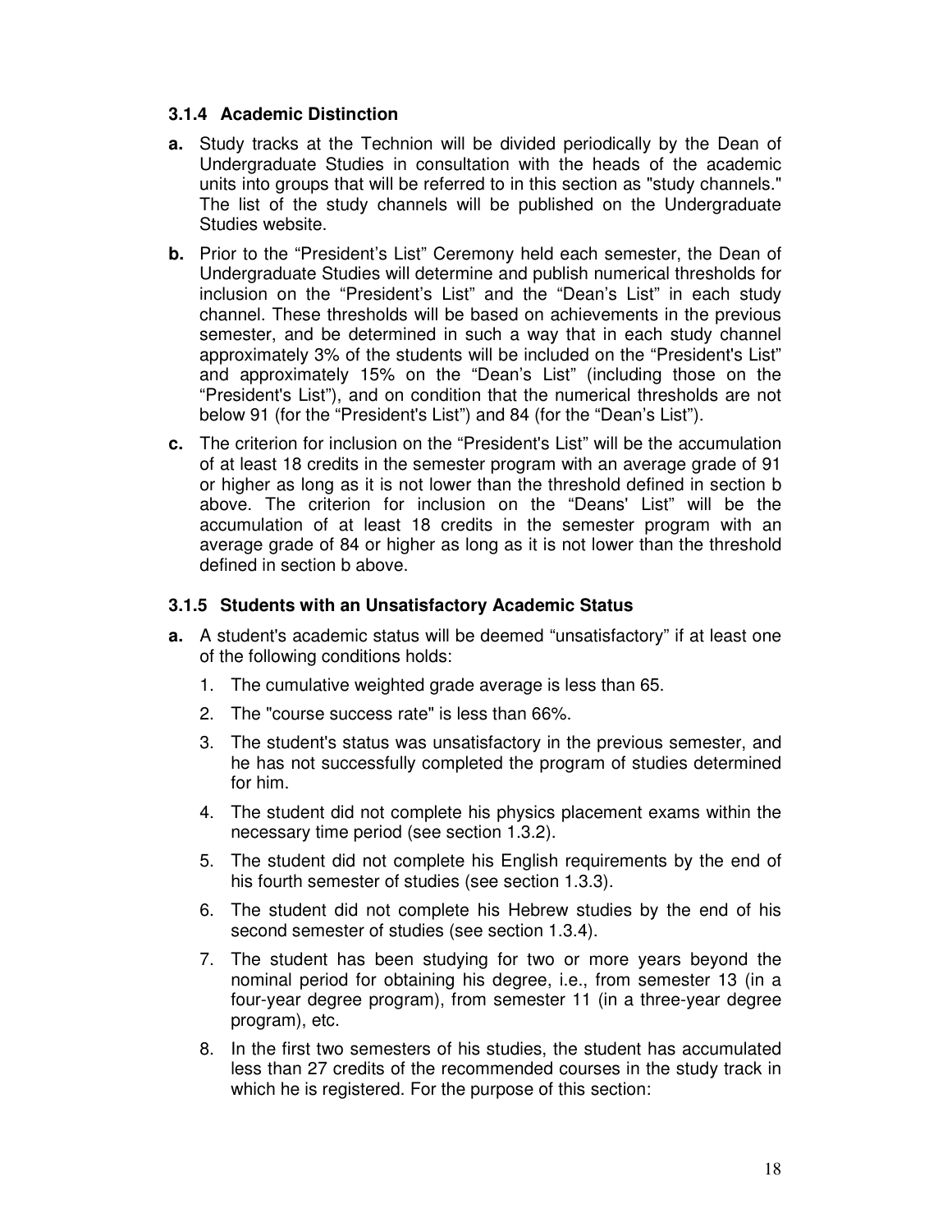### 3.1.4 Academic Distinction

**a.** Study tracks at the Technion will be divided periodically by the Dean of Undergraduate Studies in consultation with the heads of the academic units into groups that will be referred to in this section as "study channels." The list of the study channels will be published on the Undergraduate Studies website.

**b.** Prior to the "President's List" Ceremony held each semester, the Dean of Undergraduate Studies will determine and publish numerical thresholds for inclusion on the "President's List" and the "Dean's List" in each study channel. These thresholds will be based on achievements in the previous semester, and be determined in such a way that in each study channel approximately 3% of the students will be included on the "President's List" and approximately 15% on the "Dean's List" (including those on the "President's List"), and on condition that the numerical thresholds are not below 91 (for the "President's List") and 84 (for the "Dean's List").

**c.** The criterion for inclusion on the "President's List" will be the accumulation of at least 18 credits in the semester program with an average grade of 91 or higher as long as it is not lower than the threshold defined in section b above. The criterion for inclusion on the "Deans' List" will be the accumulation of at least 18 credits in the semester program with an average grade of 84 or higher as long as it is not lower than the threshold defined in section b above.

### 3.1.5 Students with an Unsatisfactory Academic Status

**a.** A student's academic status will be deemed "unsatisfactory" if at least one of the following conditions holds:

1. The cumulative weighted grade average is less than 65.
2. The "course success rate" is less than 66%.
3. The student's status was unsatisfactory in the previous semester, and he has not successfully completed the program of studies determined for him.
4. The student did not complete his physics placement exams within the necessary time period (see section 1.3.2).
5. The student did not complete his English requirements by the end of his fourth semester of studies (see section 1.3.3).
6. The student did not complete his Hebrew studies by the end of his second semester of studies (see section 1.3.4).
7. The student has been studying for two or more years beyond the nominal period for obtaining his degree, i.e., from semester 13 (in a four-year degree program), from semester 11 (in a three-year degree program), etc.
8. In the first two semesters of his studies, the student has accumulated less than 27 credits of the recommended courses in the study track in which he is registered. For the purpose of this section: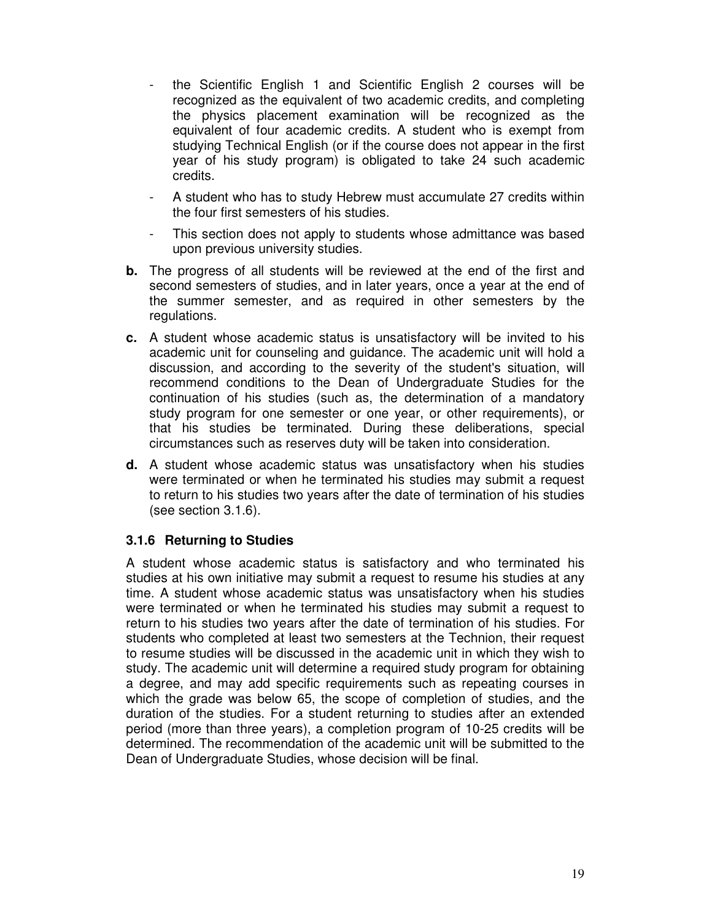- the Scientific English 1 and Scientific English 2 courses will be recognized as the equivalent of two academic credits, and completing the physics placement examination will be recognized as the equivalent of four academic credits. A student who is exempt from studying Technical English (or if the course does not appear in the first year of his study program) is obligated to take 24 such academic credits.
- A student who has to study Hebrew must accumulate 27 credits within the four first semesters of his studies.
- This section does not apply to students whose admittance was based upon previous university studies.

**b.** The progress of all students will be reviewed at the end of the first and second semesters of studies, and in later years, once a year at the end of the summer semester, and as required in other semesters by the regulations.

**c.** A student whose academic status is unsatisfactory will be invited to his academic unit for counseling and guidance. The academic unit will hold a discussion, and according to the severity of the student's situation, will recommend conditions to the Dean of Undergraduate Studies for the continuation of his studies (such as, the determination of a mandatory study program for one semester or one year, or other requirements), or that his studies be terminated. During these deliberations, special circumstances such as reserves duty will be taken into consideration.

**d.** A student whose academic status was unsatisfactory when his studies were terminated or when he terminated his studies may submit a request to return to his studies two years after the date of termination of his studies (see section 3.1.6).

### 3.1.6 Returning to Studies

A student whose academic status is satisfactory and who terminated his studies at his own initiative may submit a request to resume his studies at any time. A student whose academic status was unsatisfactory when his studies were terminated or when he terminated his studies may submit a request to return to his studies two years after the date of termination of his studies. For students who completed at least two semesters at the Technion, their request to resume studies will be discussed in the academic unit in which they wish to study. The academic unit will determine a required study program for obtaining a degree, and may add specific requirements such as repeating courses in which the grade was below 65, the scope of completion of studies, and the duration of the studies. For a student returning to studies after an extended period (more than three years), a completion program of 10-25 credits will be determined. The recommendation of the academic unit will be submitted to the Dean of Undergraduate Studies, whose decision will be final.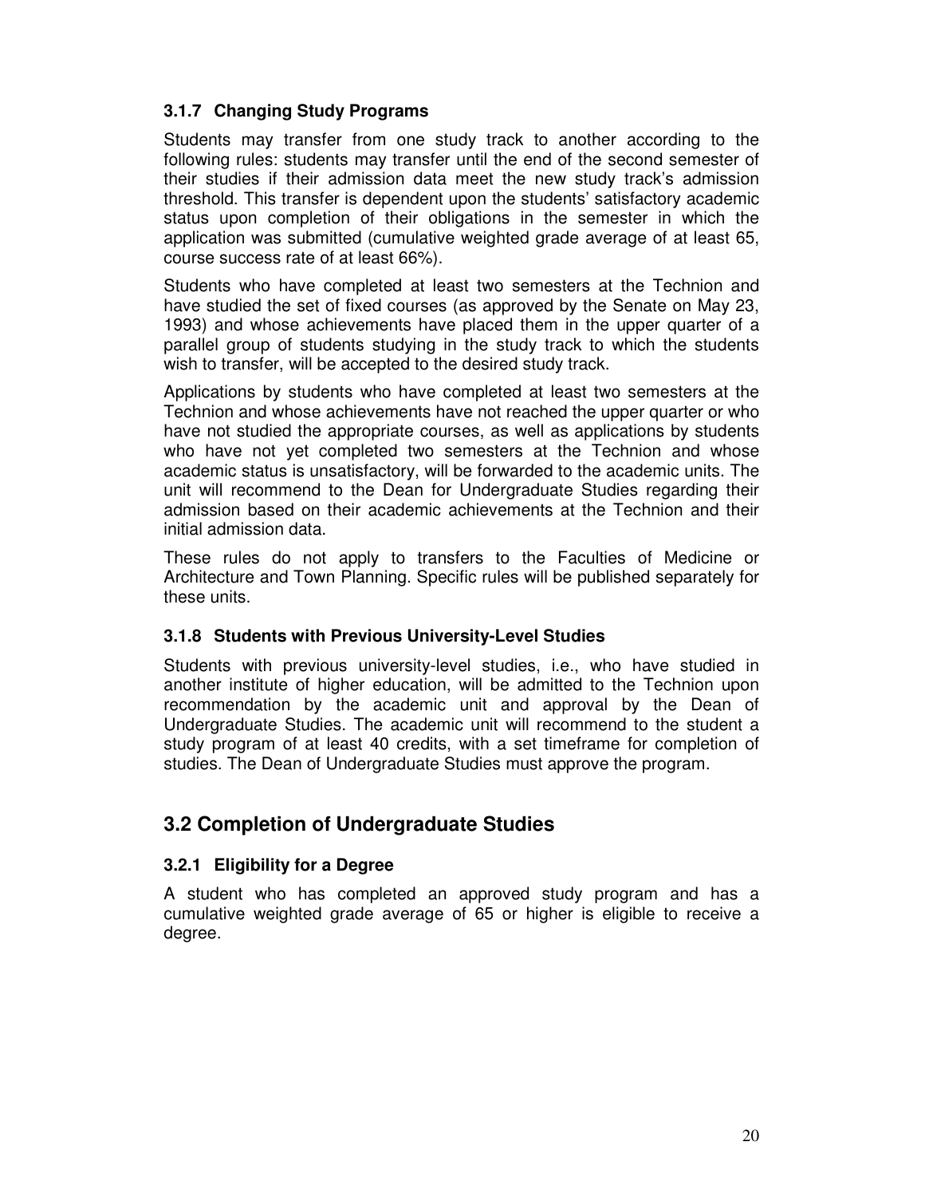### 3.1.7 Changing Study Programs

Students may transfer from one study track to another according to the following rules: students may transfer until the end of the second semester of their studies if their admission data meet the new study track's admission threshold. This transfer is dependent upon the students' satisfactory academic status upon completion of their obligations in the semester in which the application was submitted (cumulative weighted grade average of at least 65, course success rate of at least 66%).

Students who have completed at least two semesters at the Technion and have studied the set of fixed courses (as approved by the Senate on May 23, 1993) and whose achievements have placed them in the upper quarter of a parallel group of students studying in the study track to which the students wish to transfer, will be accepted to the desired study track.

Applications by students who have completed at least two semesters at the Technion and whose achievements have not reached the upper quarter or who have not studied the appropriate courses, as well as applications by students who have not yet completed two semesters at the Technion and whose academic status is unsatisfactory, will be forwarded to the academic units. The unit will recommend to the Dean for Undergraduate Studies regarding their admission based on their academic achievements at the Technion and their initial admission data.

These rules do not apply to transfers to the Faculties of Medicine or Architecture and Town Planning. Specific rules will be published separately for these units.

### 3.1.8 Students with Previous University-Level Studies

Students with previous university-level studies, i.e., who have studied in another institute of higher education, will be admitted to the Technion upon recommendation by the academic unit and approval by the Dean of Undergraduate Studies. The academic unit will recommend to the student a study program of at least 40 credits, with a set timeframe for completion of studies. The Dean of Undergraduate Studies must approve the program.

## 3.2 Completion of Undergraduate Studies

### 3.2.1 Eligibility for a Degree

A student who has completed an approved study program and has a cumulative weighted grade average of 65 or higher is eligible to receive a degree.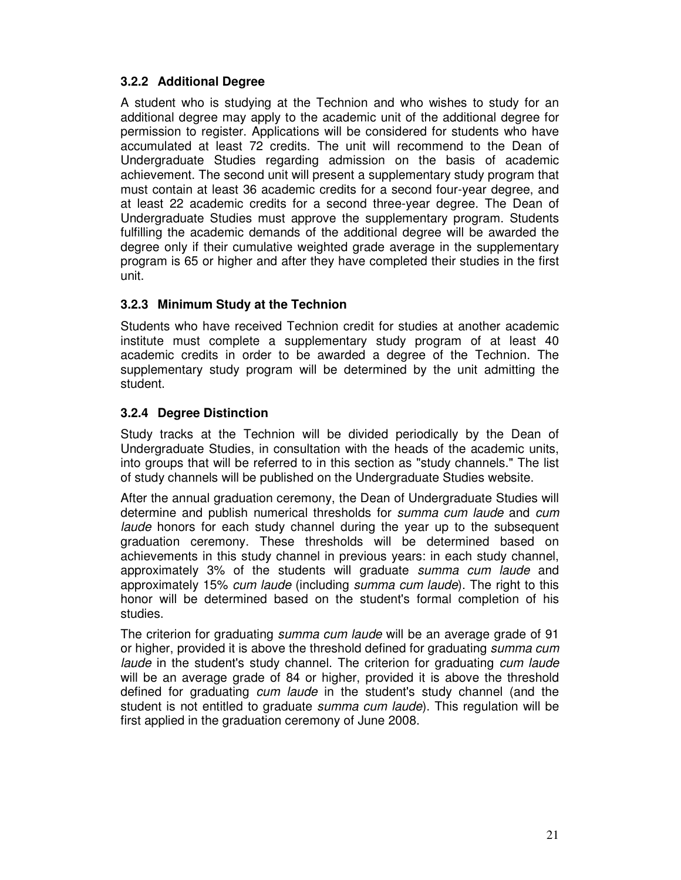### 3.2.2 Additional Degree

A student who is studying at the Technion and who wishes to study for an additional degree may apply to the academic unit of the additional degree for permission to register. Applications will be considered for students who have accumulated at least 72 credits. The unit will recommend to the Dean of Undergraduate Studies regarding admission on the basis of academic achievement. The second unit will present a supplementary study program that must contain at least 36 academic credits for a second four-year degree, and at least 22 academic credits for a second three-year degree. The Dean of Undergraduate Studies must approve the supplementary program. Students fulfilling the academic demands of the additional degree will be awarded the degree only if their cumulative weighted grade average in the supplementary program is 65 or higher and after they have completed their studies in the first unit.

### 3.2.3 Minimum Study at the Technion

Students who have received Technion credit for studies at another academic institute must complete a supplementary study program of at least 40 academic credits in order to be awarded a degree of the Technion. The supplementary study program will be determined by the unit admitting the student.

### 3.2.4 Degree Distinction

Study tracks at the Technion will be divided periodically by the Dean of Undergraduate Studies, in consultation with the heads of the academic units, into groups that will be referred to in this section as "study channels." The list of study channels will be published on the Undergraduate Studies website.

After the annual graduation ceremony, the Dean of Undergraduate Studies will determine and publish numerical thresholds for *summa cum laude* and *cum laude* honors for each study channel during the year up to the subsequent graduation ceremony. These thresholds will be determined based on achievements in this study channel in previous years: in each study channel, approximately 3% of the students will graduate *summa cum laude* and approximately 15% *cum laude* (including *summa cum laude*). The right to this honor will be determined based on the student's formal completion of his studies.

The criterion for graduating *summa cum laude* will be an average grade of 91 or higher, provided it is above the threshold defined for graduating *summa cum laude* in the student's study channel. The criterion for graduating *cum laude* will be an average grade of 84 or higher, provided it is above the threshold defined for graduating *cum laude* in the student's study channel (and the student is not entitled to graduate *summa cum laude*). This regulation will be first applied in the graduation ceremony of June 2008.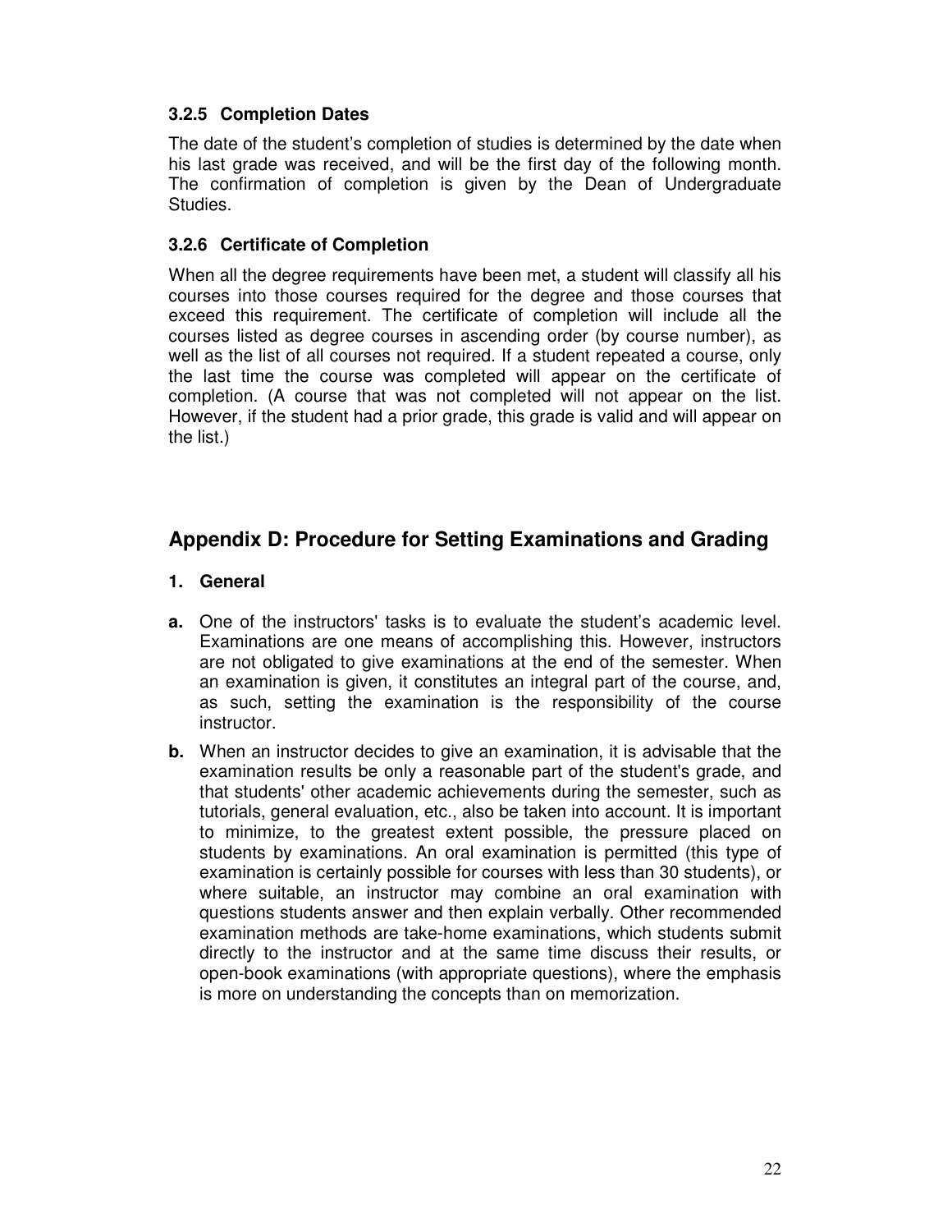### 3.2.5 Completion Dates

The date of the student's completion of studies is determined by the date when his last grade was received, and will be the first day of the following month. The confirmation of completion is given by the Dean of Undergraduate Studies.

### 3.2.6 Certificate of Completion

When all the degree requirements have been met, a student will classify all his courses into those courses required for the degree and those courses that exceed this requirement. The certificate of completion will include all the courses listed as degree courses in ascending order (by course number), as well as the list of all courses not required. If a student repeated a course, only the last time the course was completed will appear on the certificate of completion. (A course that was not completed will not appear on the list. However, if the student had a prior grade, this grade is valid and will appear on the list.)

## Appendix D: Procedure for Setting Examinations and Grading

### 1. General

**a.** One of the instructors' tasks is to evaluate the student's academic level. Examinations are one means of accomplishing this. However, instructors are not obligated to give examinations at the end of the semester. When an examination is given, it constitutes an integral part of the course, and, as such, setting the examination is the responsibility of the course instructor.

**b.** When an instructor decides to give an examination, it is advisable that the examination results be only a reasonable part of the student's grade, and that students' other academic achievements during the semester, such as tutorials, general evaluation, etc., also be taken into account. It is important to minimize, to the greatest extent possible, the pressure placed on students by examinations. An oral examination is permitted (this type of examination is certainly possible for courses with less than 30 students), or where suitable, an instructor may combine an oral examination with questions students answer and then explain verbally. Other recommended examination methods are take-home examinations, which students submit directly to the instructor and at the same time discuss their results, or open-book examinations (with appropriate questions), where the emphasis is more on understanding the concepts than on memorization.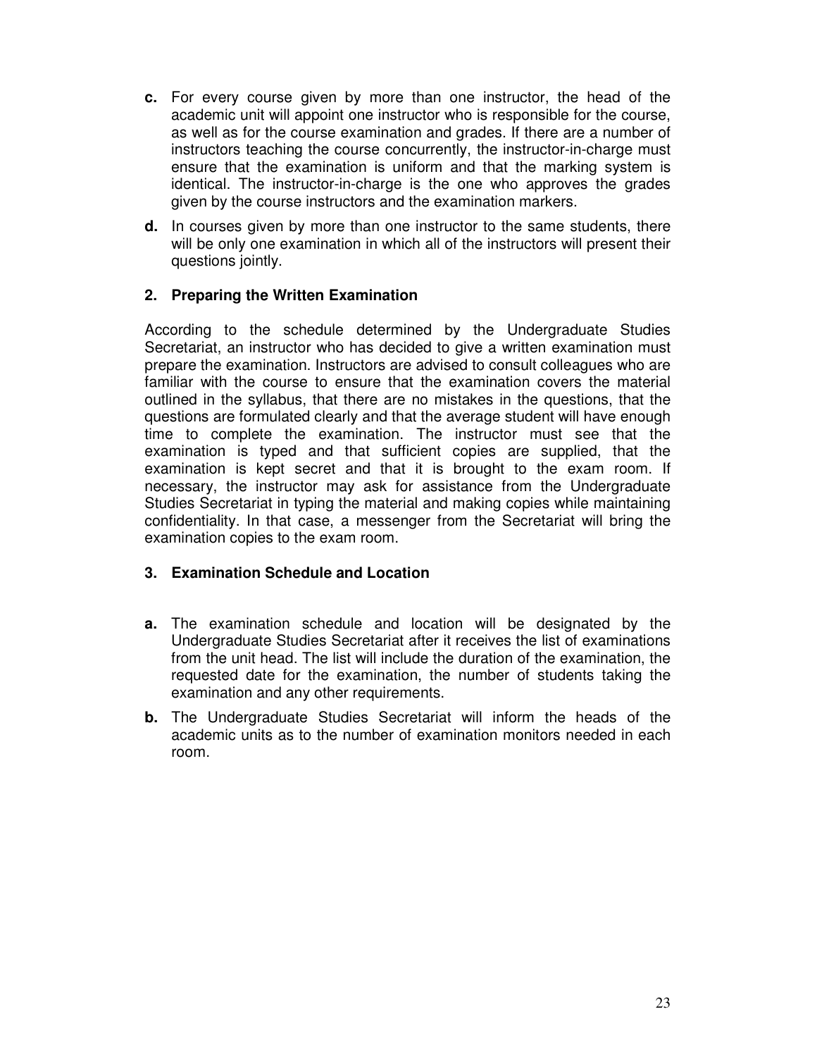**c.** For every course given by more than one instructor, the head of the academic unit will appoint one instructor who is responsible for the course, as well as for the course examination and grades. If there are a number of instructors teaching the course concurrently, the instructor-in-charge must ensure that the examination is uniform and that the marking system is identical. The instructor-in-charge is the one who approves the grades given by the course instructors and the examination markers.

**d.** In courses given by more than one instructor to the same students, there will be only one examination in which all of the instructors will present their questions jointly.

## 2. Preparing the Written Examination

According to the schedule determined by the Undergraduate Studies Secretariat, an instructor who has decided to give a written examination must prepare the examination. Instructors are advised to consult colleagues who are familiar with the course to ensure that the examination covers the material outlined in the syllabus, that there are no mistakes in the questions, that the questions are formulated clearly and that the average student will have enough time to complete the examination. The instructor must see that the examination is typed and that sufficient copies are supplied, that the examination is kept secret and that it is brought to the exam room. If necessary, the instructor may ask for assistance from the Undergraduate Studies Secretariat in typing the material and making copies while maintaining confidentiality. In that case, a messenger from the Secretariat will bring the examination copies to the exam room.

## 3. Examination Schedule and Location

**a.** The examination schedule and location will be designated by the Undergraduate Studies Secretariat after it receives the list of examinations from the unit head. The list will include the duration of the examination, the requested date for the examination, the number of students taking the examination and any other requirements.

**b.** The Undergraduate Studies Secretariat will inform the heads of the academic units as to the number of examination monitors needed in each room.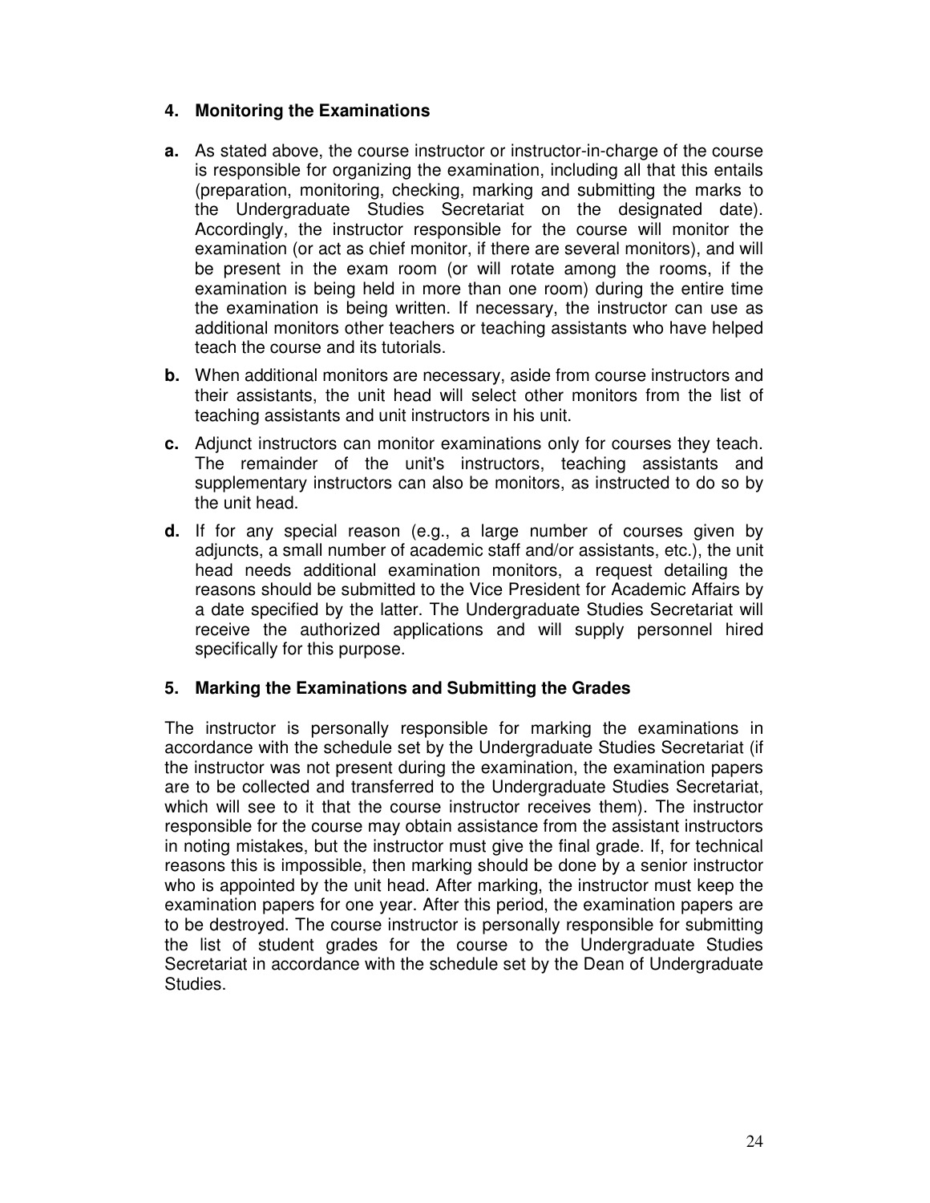## 4. Monitoring the Examinations

**a.** As stated above, the course instructor or instructor-in-charge of the course is responsible for organizing the examination, including all that this entails (preparation, monitoring, checking, marking and submitting the marks to the Undergraduate Studies Secretariat on the designated date). Accordingly, the instructor responsible for the course will monitor the examination (or act as chief monitor, if there are several monitors), and will be present in the exam room (or will rotate among the rooms, if the examination is being held in more than one room) during the entire time the examination is being written. If necessary, the instructor can use as additional monitors other teachers or teaching assistants who have helped teach the course and its tutorials.

**b.** When additional monitors are necessary, aside from course instructors and their assistants, the unit head will select other monitors from the list of teaching assistants and unit instructors in his unit.

**c.** Adjunct instructors can monitor examinations only for courses they teach. The remainder of the unit's instructors, teaching assistants and supplementary instructors can also be monitors, as instructed to do so by the unit head.

**d.** If for any special reason (e.g., a large number of courses given by adjuncts, a small number of academic staff and/or assistants, etc.), the unit head needs additional examination monitors, a request detailing the reasons should be submitted to the Vice President for Academic Affairs by a date specified by the latter. The Undergraduate Studies Secretariat will receive the authorized applications and will supply personnel hired specifically for this purpose.

## 5. Marking the Examinations and Submitting the Grades

The instructor is personally responsible for marking the examinations in accordance with the schedule set by the Undergraduate Studies Secretariat (if the instructor was not present during the examination, the examination papers are to be collected and transferred to the Undergraduate Studies Secretariat, which will see to it that the course instructor receives them). The instructor responsible for the course may obtain assistance from the assistant instructors in noting mistakes, but the instructor must give the final grade. If, for technical reasons this is impossible, then marking should be done by a senior instructor who is appointed by the unit head. After marking, the instructor must keep the examination papers for one year. After this period, the examination papers are to be destroyed. The course instructor is personally responsible for submitting the list of student grades for the course to the Undergraduate Studies Secretariat in accordance with the schedule set by the Dean of Undergraduate Studies.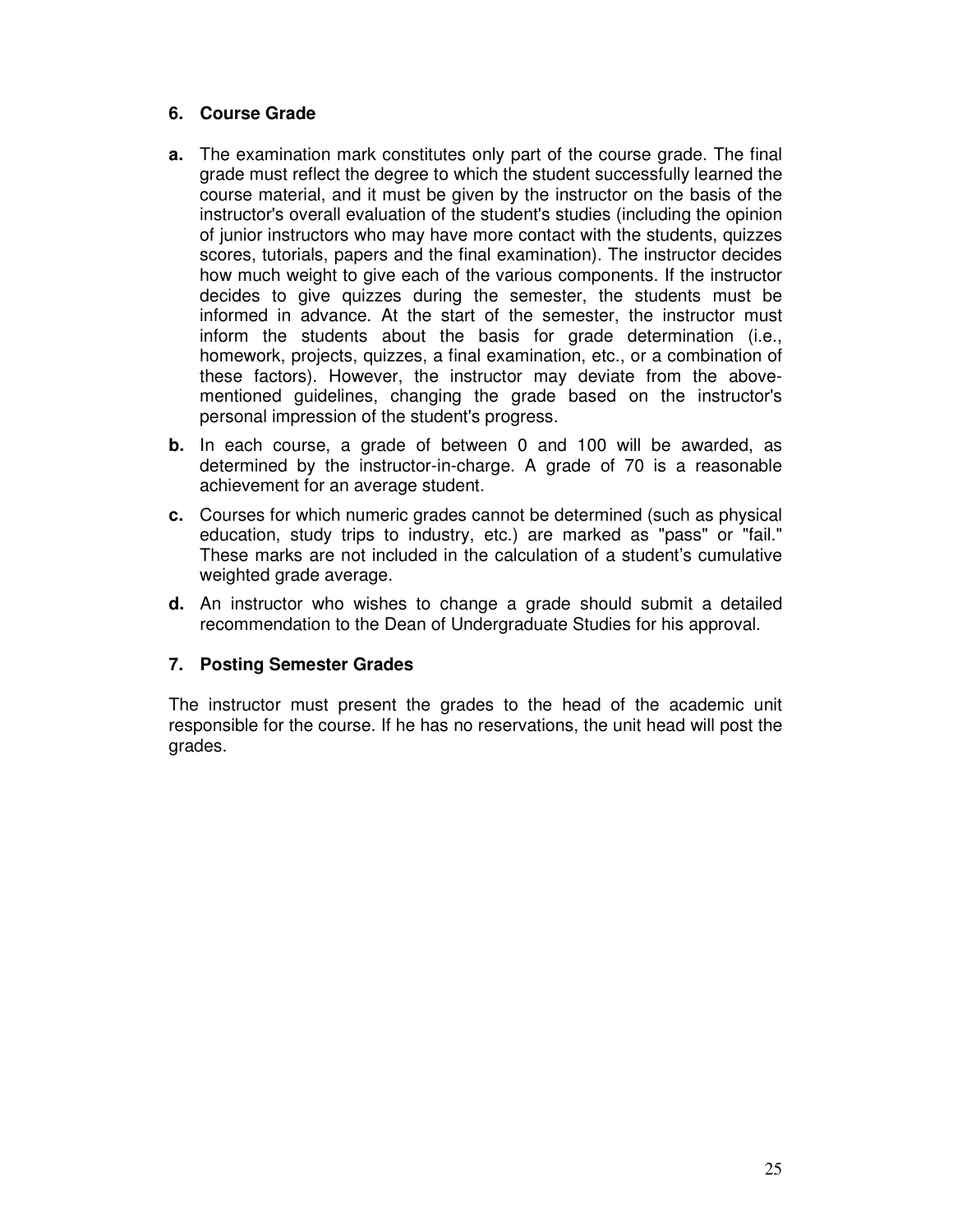## 6. Course Grade

**a.** The examination mark constitutes only part of the course grade. The final grade must reflect the degree to which the student successfully learned the course material, and it must be given by the instructor on the basis of the instructor's overall evaluation of the student's studies (including the opinion of junior instructors who may have more contact with the students, quizzes scores, tutorials, papers and the final examination). The instructor decides how much weight to give each of the various components. If the instructor decides to give quizzes during the semester, the students must be informed in advance. At the start of the semester, the instructor must inform the students about the basis for grade determination (i.e., homework, projects, quizzes, a final examination, etc., or a combination of these factors). However, the instructor may deviate from the above-mentioned guidelines, changing the grade based on the instructor's personal impression of the student's progress.

**b.** In each course, a grade of between 0 and 100 will be awarded, as determined by the instructor-in-charge. A grade of 70 is a reasonable achievement for an average student.

**c.** Courses for which numeric grades cannot be determined (such as physical education, study trips to industry, etc.) are marked as "pass" or "fail." These marks are not included in the calculation of a student's cumulative weighted grade average.

**d.** An instructor who wishes to change a grade should submit a detailed recommendation to the Dean of Undergraduate Studies for his approval.

## 7. Posting Semester Grades

The instructor must present the grades to the head of the academic unit responsible for the course. If he has no reservations, the unit head will post the grades.